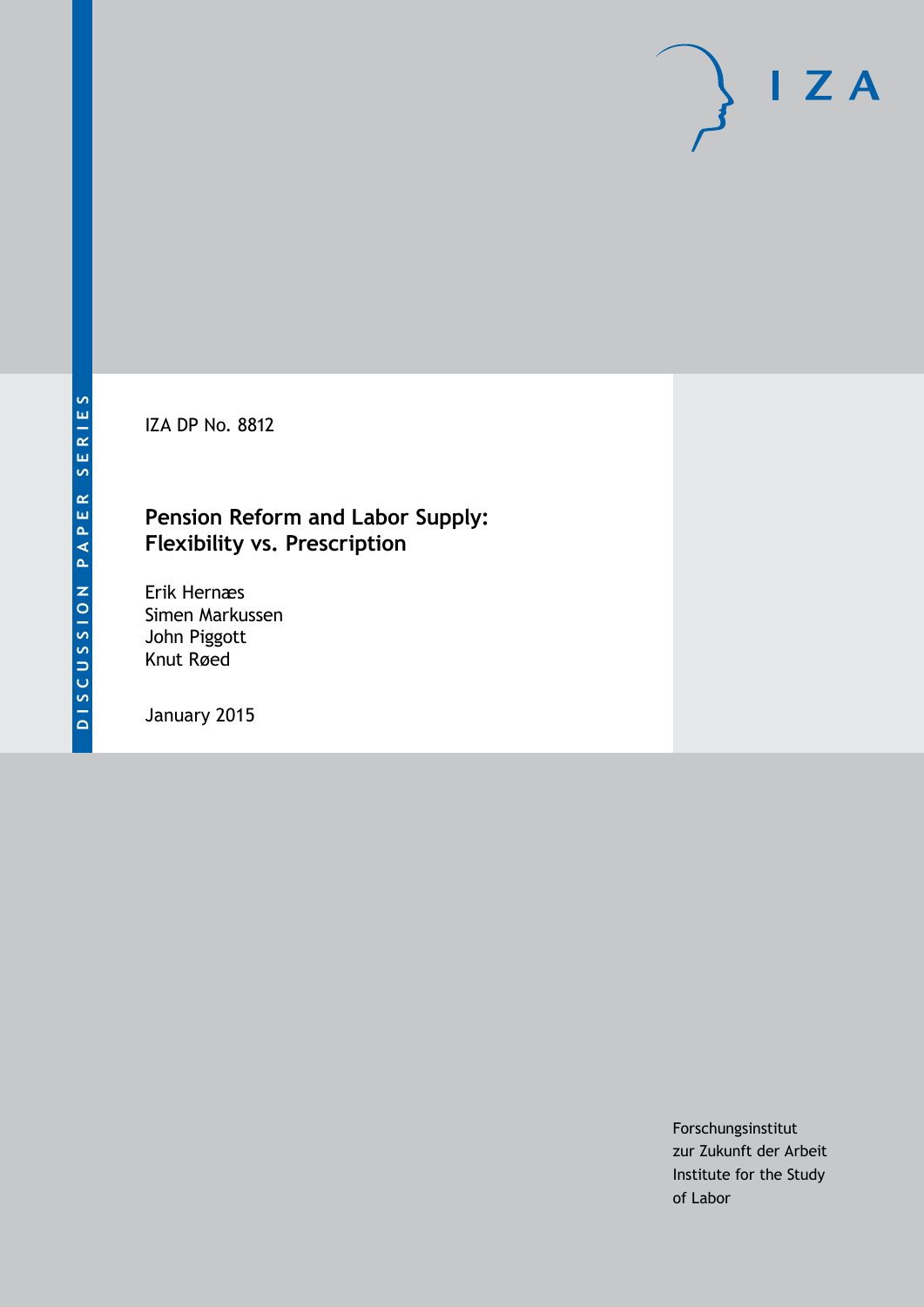DISCUSSION PAPER SERIES

IZA

IZA DP No. 8812

# Pension Reform and Labor Supply: Flexibility vs. Prescription

Erik Hernæs
Simen Markussen
John Piggott
Knut Røed

January 2015

Forschungsinstitut
zur Zukunft der Arbeit
Institute for the Study
of Labor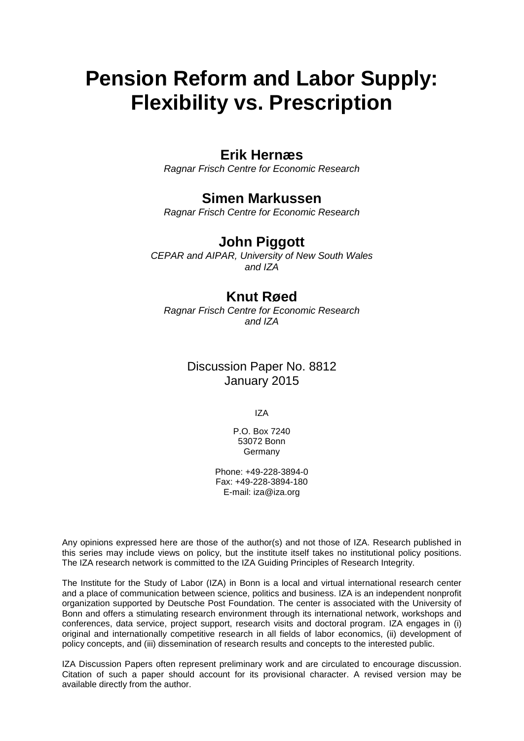# Pension Reform and Labor Supply: Flexibility vs. Prescription

## Erik Hernæs

*Ragnar Frisch Centre for Economic Research*

## Simen Markussen

*Ragnar Frisch Centre for Economic Research*

## John Piggott

*CEPAR and AIPAR, University of New South Wales and IZA*

## Knut Røed

*Ragnar Frisch Centre for Economic Research and IZA*

Discussion Paper No. 8812
January 2015

IZA

P.O. Box 7240
53072 Bonn
Germany

Phone: +49-228-3894-0
Fax: +49-228-3894-180
E-mail: iza@iza.org

Any opinions expressed here are those of the author(s) and not those of IZA. Research published in this series may include views on policy, but the institute itself takes no institutional policy positions. The IZA research network is committed to the IZA Guiding Principles of Research Integrity.

The Institute for the Study of Labor (IZA) in Bonn is a local and virtual international research center and a place of communication between science, politics and business. IZA is an independent nonprofit organization supported by Deutsche Post Foundation. The center is associated with the University of Bonn and offers a stimulating research environment through its international network, workshops and conferences, data service, project support, research visits and doctoral program. IZA engages in (i) original and internationally competitive research in all fields of labor economics, (ii) development of policy concepts, and (iii) dissemination of research results and concepts to the interested public.

IZA Discussion Papers often represent preliminary work and are circulated to encourage discussion. Citation of such a paper should account for its provisional character. A revised version may be available directly from the author.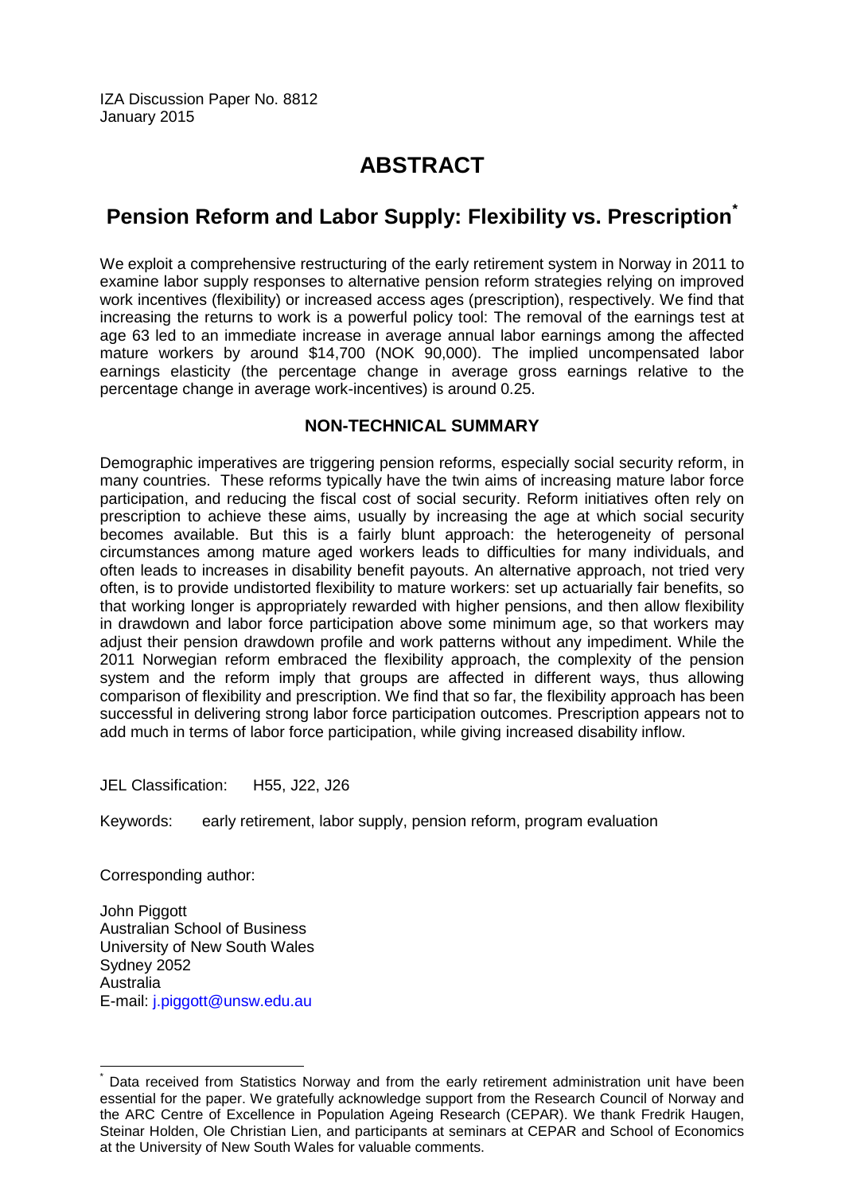IZA Discussion Paper No. 8812
January 2015

# ABSTRACT

## Pension Reform and Labor Supply: Flexibility vs. Prescription[*]

We exploit a comprehensive restructuring of the early retirement system in Norway in 2011 to examine labor supply responses to alternative pension reform strategies relying on improved work incentives (flexibility) or increased access ages (prescription), respectively. We find that increasing the returns to work is a powerful policy tool: The removal of the earnings test at age 63 led to an immediate increase in average annual labor earnings among the affected mature workers by around $14,700 (NOK 90,000). The implied uncompensated labor earnings elasticity (the percentage change in average gross earnings relative to the percentage change in average work-incentives) is around 0.25.

### NON-TECHNICAL SUMMARY

Demographic imperatives are triggering pension reforms, especially social security reform, in many countries. These reforms typically have the twin aims of increasing mature labor force participation, and reducing the fiscal cost of social security. Reform initiatives often rely on prescription to achieve these aims, usually by increasing the age at which social security becomes available. But this is a fairly blunt approach: the heterogeneity of personal circumstances among mature aged workers leads to difficulties for many individuals, and often leads to increases in disability benefit payouts. An alternative approach, not tried very often, is to provide undistorted flexibility to mature workers: set up actuarially fair benefits, so that working longer is appropriately rewarded with higher pensions, and then allow flexibility in drawdown and labor force participation above some minimum age, so that workers may adjust their pension drawdown profile and work patterns without any impediment. While the 2011 Norwegian reform embraced the flexibility approach, the complexity of the pension system and the reform imply that groups are affected in different ways, thus allowing comparison of flexibility and prescription. We find that so far, the flexibility approach has been successful in delivering strong labor force participation outcomes. Prescription appears not to add much in terms of labor force participation, while giving increased disability inflow.

JEL Classification: H55, J22, J26

Keywords: early retirement, labor supply, pension reform, program evaluation

Corresponding author:

John Piggott
Australian School of Business
University of New South Wales
Sydney 2052
Australia
E-mail: j.piggott@unsw.edu.au

---

[*] Data received from Statistics Norway and from the early retirement administration unit have been essential for the paper. We gratefully acknowledge support from the Research Council of Norway and the ARC Centre of Excellence in Population Ageing Research (CEPAR). We thank Fredrik Haugen, Steinar Holden, Ole Christian Lien, and participants at seminars at CEPAR and School of Economics at the University of New South Wales for valuable comments.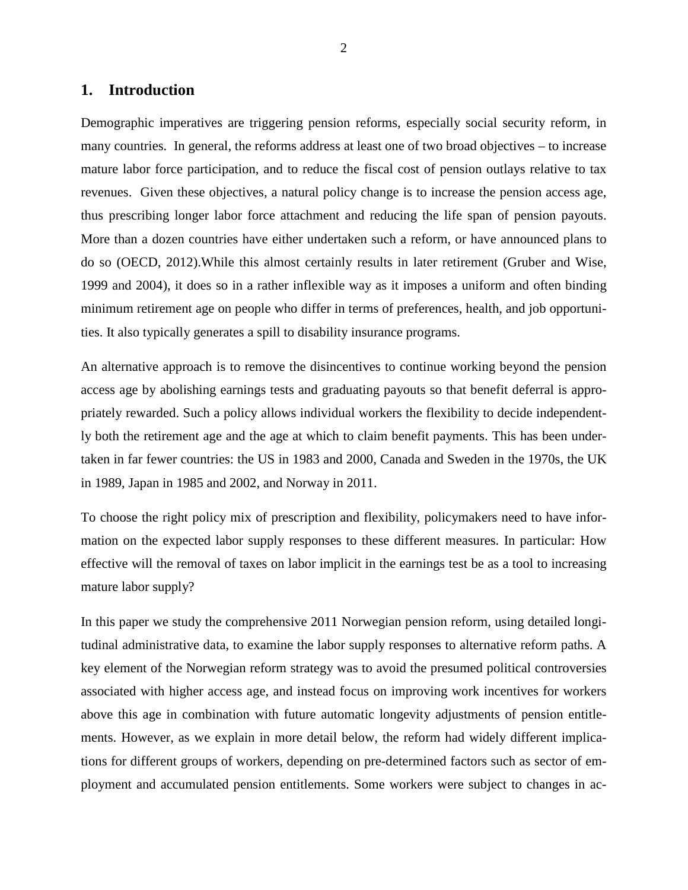## 1. Introduction

Demographic imperatives are triggering pension reforms, especially social security reform, in many countries. In general, the reforms address at least one of two broad objectives – to increase mature labor force participation, and to reduce the fiscal cost of pension outlays relative to tax revenues. Given these objectives, a natural policy change is to increase the pension access age, thus prescribing longer labor force attachment and reducing the life span of pension payouts. More than a dozen countries have either undertaken such a reform, or have announced plans to do so (OECD, 2012).While this almost certainly results in later retirement (Gruber and Wise, 1999 and 2004), it does so in a rather inflexible way as it imposes a uniform and often binding minimum retirement age on people who differ in terms of preferences, health, and job opportunities. It also typically generates a spill to disability insurance programs.

An alternative approach is to remove the disincentives to continue working beyond the pension access age by abolishing earnings tests and graduating payouts so that benefit deferral is appropriately rewarded. Such a policy allows individual workers the flexibility to decide independently both the retirement age and the age at which to claim benefit payments. This has been undertaken in far fewer countries: the US in 1983 and 2000, Canada and Sweden in the 1970s, the UK in 1989, Japan in 1985 and 2002, and Norway in 2011.

To choose the right policy mix of prescription and flexibility, policymakers need to have information on the expected labor supply responses to these different measures. In particular: How effective will the removal of taxes on labor implicit in the earnings test be as a tool to increasing mature labor supply?

In this paper we study the comprehensive 2011 Norwegian pension reform, using detailed longitudinal administrative data, to examine the labor supply responses to alternative reform paths. A key element of the Norwegian reform strategy was to avoid the presumed political controversies associated with higher access age, and instead focus on improving work incentives for workers above this age in combination with future automatic longevity adjustments of pension entitlements. However, as we explain in more detail below, the reform had widely different implications for different groups of workers, depending on pre-determined factors such as sector of employment and accumulated pension entitlements. Some workers were subject to changes in ac-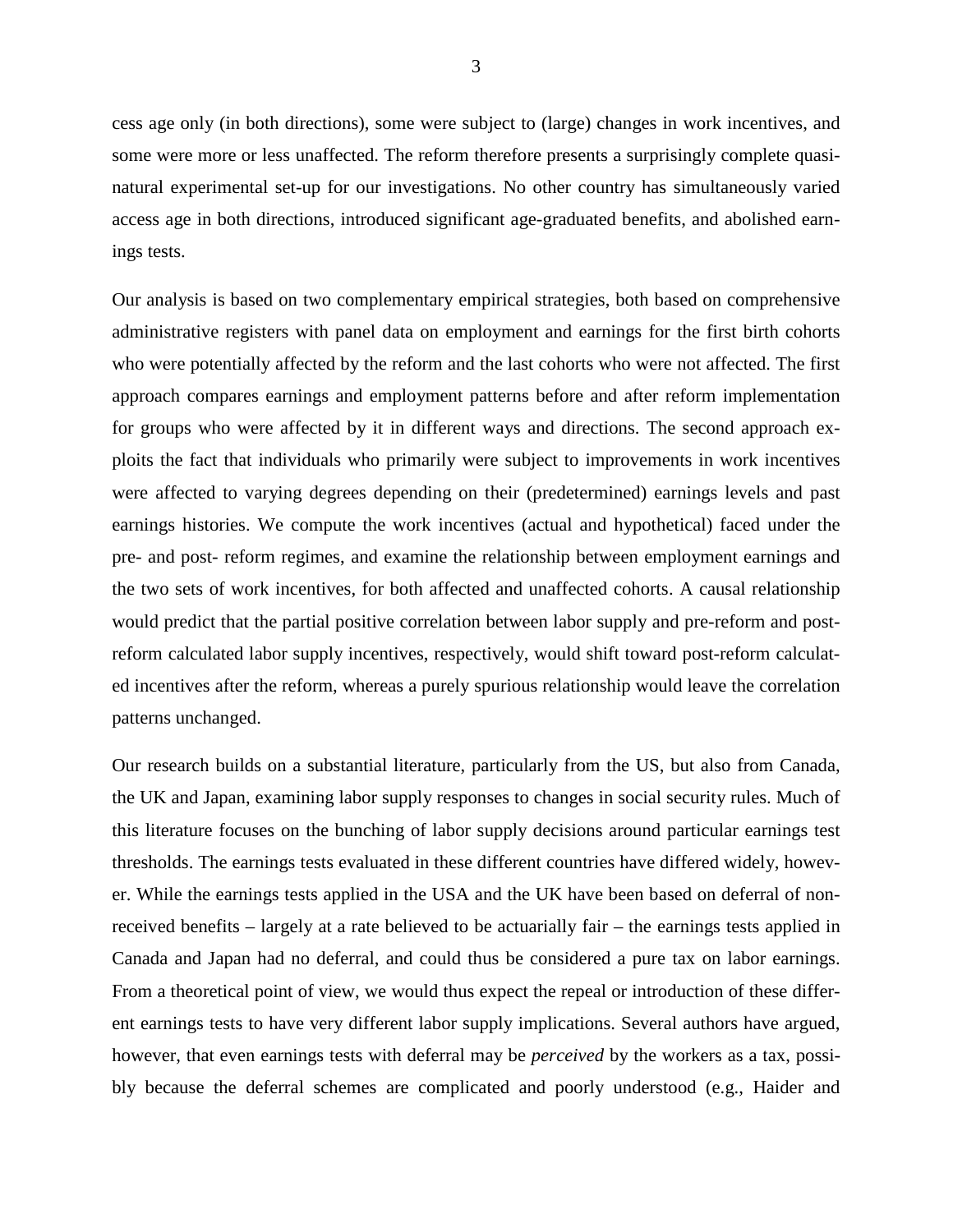cess age only (in both directions), some were subject to (large) changes in work incentives, and some were more or less unaffected. The reform therefore presents a surprisingly complete quasi-natural experimental set-up for our investigations. No other country has simultaneously varied access age in both directions, introduced significant age-graduated benefits, and abolished earnings tests.

Our analysis is based on two complementary empirical strategies, both based on comprehensive administrative registers with panel data on employment and earnings for the first birth cohorts who were potentially affected by the reform and the last cohorts who were not affected. The first approach compares earnings and employment patterns before and after reform implementation for groups who were affected by it in different ways and directions. The second approach exploits the fact that individuals who primarily were subject to improvements in work incentives were affected to varying degrees depending on their (predetermined) earnings levels and past earnings histories. We compute the work incentives (actual and hypothetical) faced under the pre- and post- reform regimes, and examine the relationship between employment earnings and the two sets of work incentives, for both affected and unaffected cohorts. A causal relationship would predict that the partial positive correlation between labor supply and pre-reform and post-reform calculated labor supply incentives, respectively, would shift toward post-reform calculated incentives after the reform, whereas a purely spurious relationship would leave the correlation patterns unchanged.

Our research builds on a substantial literature, particularly from the US, but also from Canada, the UK and Japan, examining labor supply responses to changes in social security rules. Much of this literature focuses on the bunching of labor supply decisions around particular earnings test thresholds. The earnings tests evaluated in these different countries have differed widely, however. While the earnings tests applied in the USA and the UK have been based on deferral of non-received benefits – largely at a rate believed to be actuarially fair – the earnings tests applied in Canada and Japan had no deferral, and could thus be considered a pure tax on labor earnings. From a theoretical point of view, we would thus expect the repeal or introduction of these different earnings tests to have very different labor supply implications. Several authors have argued, however, that even earnings tests with deferral may be *perceived* by the workers as a tax, possibly because the deferral schemes are complicated and poorly understood (e.g., Haider and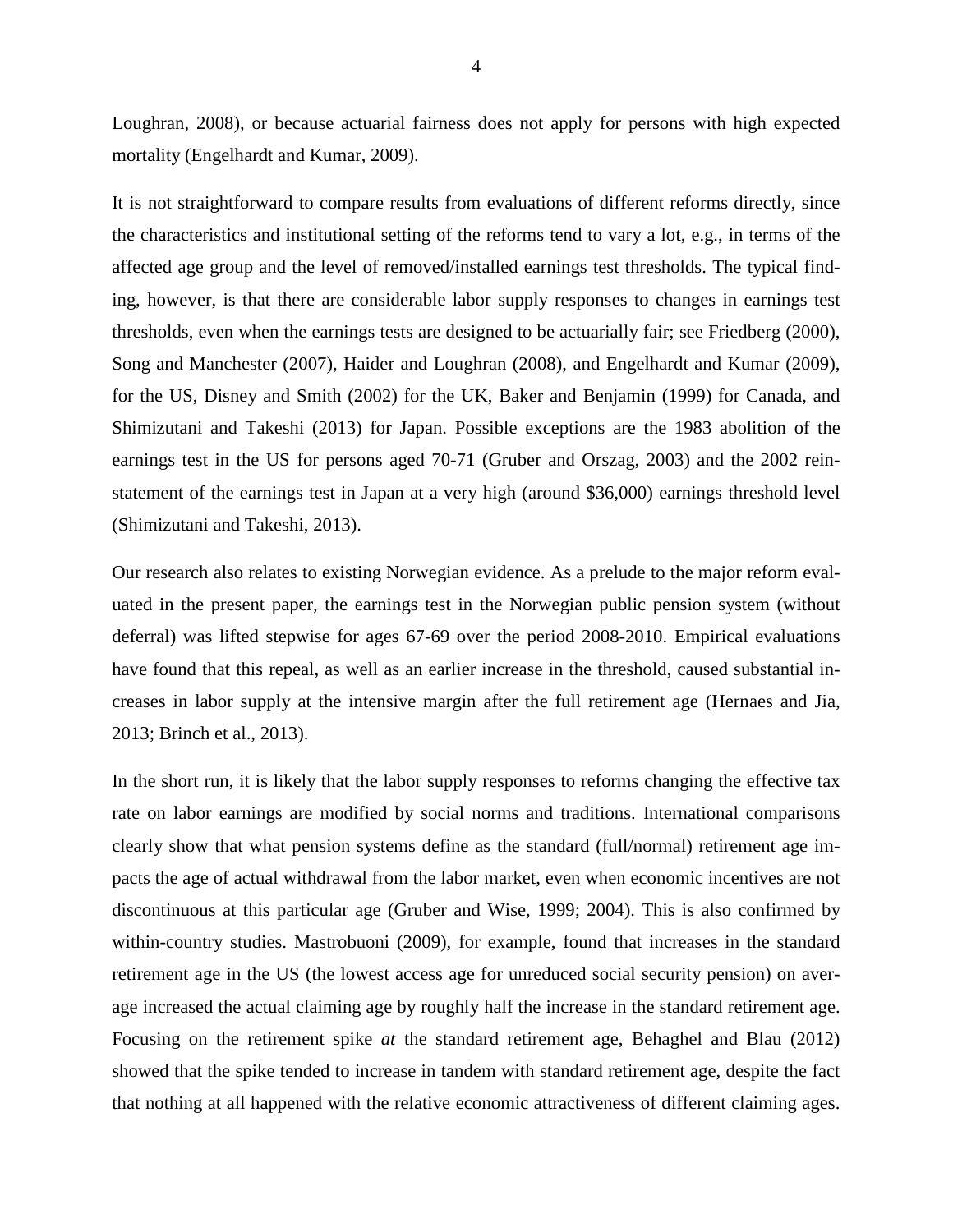Loughran, 2008), or because actuarial fairness does not apply for persons with high expected mortality (Engelhardt and Kumar, 2009).

It is not straightforward to compare results from evaluations of different reforms directly, since the characteristics and institutional setting of the reforms tend to vary a lot, e.g., in terms of the affected age group and the level of removed/installed earnings test thresholds. The typical finding, however, is that there are considerable labor supply responses to changes in earnings test thresholds, even when the earnings tests are designed to be actuarially fair; see Friedberg (2000), Song and Manchester (2007), Haider and Loughran (2008), and Engelhardt and Kumar (2009), for the US, Disney and Smith (2002) for the UK, Baker and Benjamin (1999) for Canada, and Shimizutani and Takeshi (2013) for Japan. Possible exceptions are the 1983 abolition of the earnings test in the US for persons aged 70-71 (Gruber and Orszag, 2003) and the 2002 reinstatement of the earnings test in Japan at a very high (around $36,000) earnings threshold level (Shimizutani and Takeshi, 2013).

Our research also relates to existing Norwegian evidence. As a prelude to the major reform evaluated in the present paper, the earnings test in the Norwegian public pension system (without deferral) was lifted stepwise for ages 67-69 over the period 2008-2010. Empirical evaluations have found that this repeal, as well as an earlier increase in the threshold, caused substantial increases in labor supply at the intensive margin after the full retirement age (Hernaes and Jia, 2013; Brinch et al., 2013).

In the short run, it is likely that the labor supply responses to reforms changing the effective tax rate on labor earnings are modified by social norms and traditions. International comparisons clearly show that what pension systems define as the standard (full/normal) retirement age impacts the age of actual withdrawal from the labor market, even when economic incentives are not discontinuous at this particular age (Gruber and Wise, 1999; 2004). This is also confirmed by within-country studies. Mastrobuoni (2009), for example, found that increases in the standard retirement age in the US (the lowest access age for unreduced social security pension) on average increased the actual claiming age by roughly half the increase in the standard retirement age. Focusing on the retirement spike *at* the standard retirement age, Behaghel and Blau (2012) showed that the spike tended to increase in tandem with standard retirement age, despite the fact that nothing at all happened with the relative economic attractiveness of different claiming ages.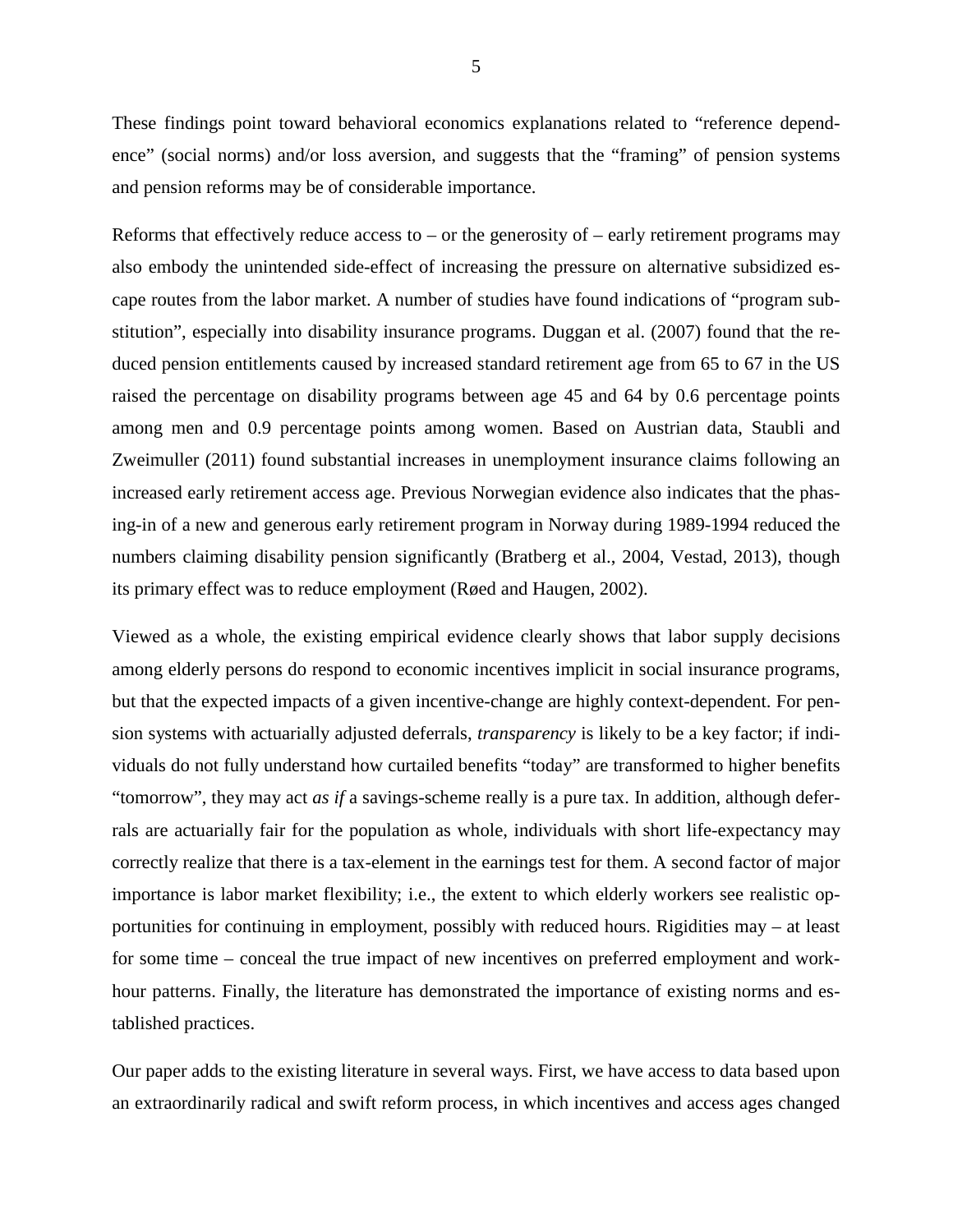These findings point toward behavioral economics explanations related to "reference dependence" (social norms) and/or loss aversion, and suggests that the "framing" of pension systems and pension reforms may be of considerable importance.

Reforms that effectively reduce access to – or the generosity of – early retirement programs may also embody the unintended side-effect of increasing the pressure on alternative subsidized escape routes from the labor market. A number of studies have found indications of "program substitution", especially into disability insurance programs. Duggan et al. (2007) found that the reduced pension entitlements caused by increased standard retirement age from 65 to 67 in the US raised the percentage on disability programs between age 45 and 64 by 0.6 percentage points among men and 0.9 percentage points among women. Based on Austrian data, Staubli and Zweimuller (2011) found substantial increases in unemployment insurance claims following an increased early retirement access age. Previous Norwegian evidence also indicates that the phasing-in of a new and generous early retirement program in Norway during 1989-1994 reduced the numbers claiming disability pension significantly (Bratberg et al., 2004, Vestad, 2013), though its primary effect was to reduce employment (Røed and Haugen, 2002).

Viewed as a whole, the existing empirical evidence clearly shows that labor supply decisions among elderly persons do respond to economic incentives implicit in social insurance programs, but that the expected impacts of a given incentive-change are highly context-dependent. For pension systems with actuarially adjusted deferrals, *transparency* is likely to be a key factor; if individuals do not fully understand how curtailed benefits "today" are transformed to higher benefits "tomorrow", they may act *as if* a savings-scheme really is a pure tax. In addition, although deferrals are actuarially fair for the population as whole, individuals with short life-expectancy may correctly realize that there is a tax-element in the earnings test for them. A second factor of major importance is labor market flexibility; i.e., the extent to which elderly workers see realistic opportunities for continuing in employment, possibly with reduced hours. Rigidities may – at least for some time – conceal the true impact of new incentives on preferred employment and work-hour patterns. Finally, the literature has demonstrated the importance of existing norms and established practices.

Our paper adds to the existing literature in several ways. First, we have access to data based upon an extraordinarily radical and swift reform process, in which incentives and access ages changed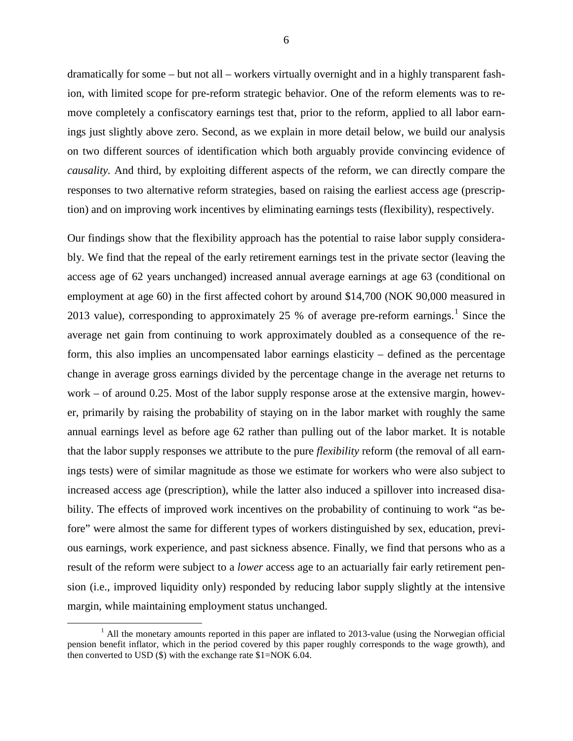dramatically for some – but not all – workers virtually overnight and in a highly transparent fashion, with limited scope for pre-reform strategic behavior. One of the reform elements was to remove completely a confiscatory earnings test that, prior to the reform, applied to all labor earnings just slightly above zero. Second, as we explain in more detail below, we build our analysis on two different sources of identification which both arguably provide convincing evidence of *causality*. And third, by exploiting different aspects of the reform, we can directly compare the responses to two alternative reform strategies, based on raising the earliest access age (prescription) and on improving work incentives by eliminating earnings tests (flexibility), respectively.

Our findings show that the flexibility approach has the potential to raise labor supply considerably. We find that the repeal of the early retirement earnings test in the private sector (leaving the access age of 62 years unchanged) increased annual average earnings at age 63 (conditional on employment at age 60) in the first affected cohort by around $14,700 (NOK 90,000 measured in 2013 value), corresponding to approximately 25 % of average pre-reform earnings.[1] Since the average net gain from continuing to work approximately doubled as a consequence of the reform, this also implies an uncompensated labor earnings elasticity – defined as the percentage change in average gross earnings divided by the percentage change in the average net returns to work – of around 0.25. Most of the labor supply response arose at the extensive margin, however, primarily by raising the probability of staying on in the labor market with roughly the same annual earnings level as before age 62 rather than pulling out of the labor market. It is notable that the labor supply responses we attribute to the pure *flexibility* reform (the removal of all earnings tests) were of similar magnitude as those we estimate for workers who were also subject to increased access age (prescription), while the latter also induced a spillover into increased disability. The effects of improved work incentives on the probability of continuing to work "as before" were almost the same for different types of workers distinguished by sex, education, previous earnings, work experience, and past sickness absence. Finally, we find that persons who as a result of the reform were subject to a *lower* access age to an actuarially fair early retirement pension (i.e., improved liquidity only) responded by reducing labor supply slightly at the intensive margin, while maintaining employment status unchanged.

[1] All the monetary amounts reported in this paper are inflated to 2013-value (using the Norwegian official pension benefit inflator, which in the period covered by this paper roughly corresponds to the wage growth), and then converted to USD ($) with the exchange rate $1=NOK 6.04.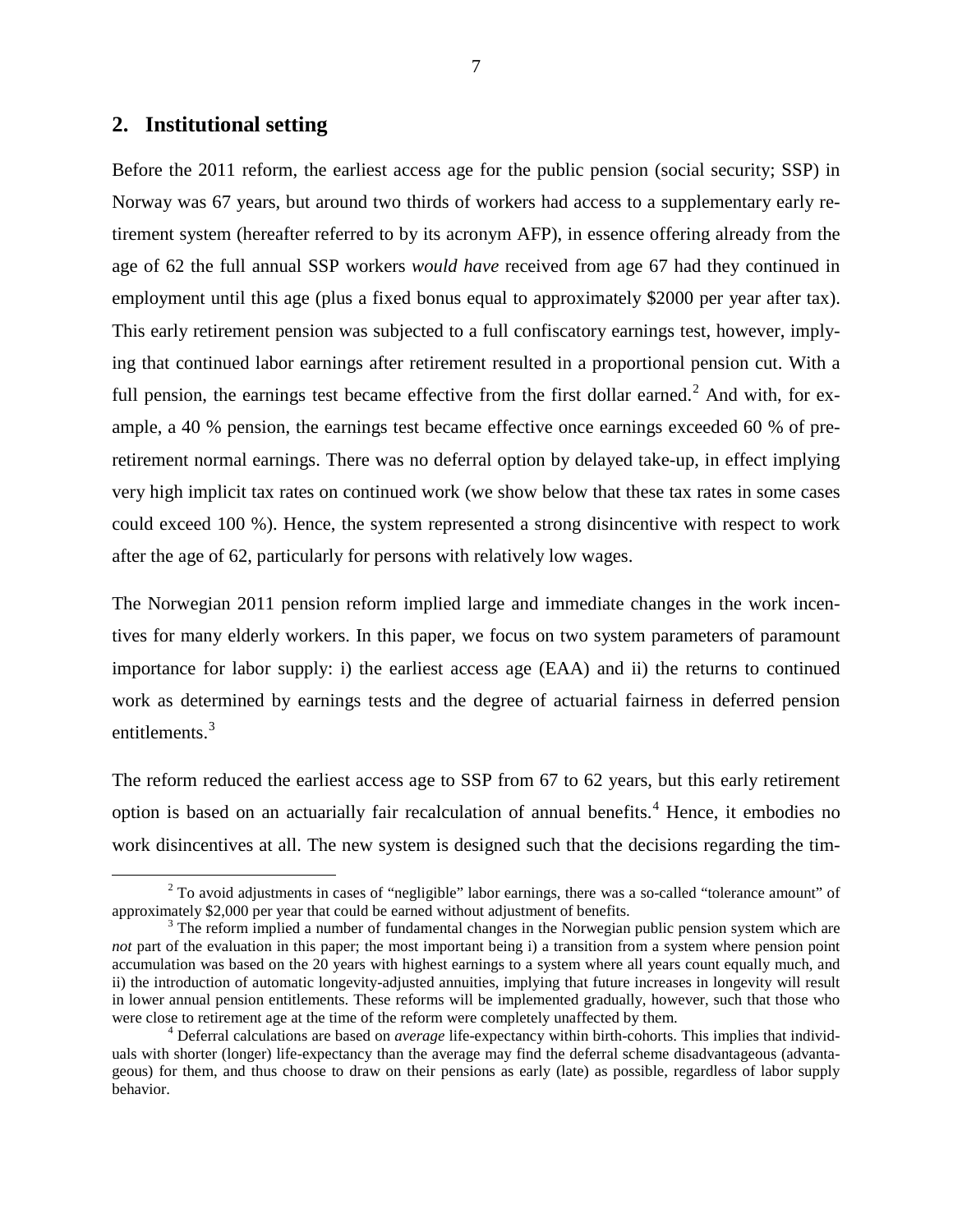## 2. Institutional setting

Before the 2011 reform, the earliest access age for the public pension (social security; SSP) in Norway was 67 years, but around two thirds of workers had access to a supplementary early retirement system (hereafter referred to by its acronym AFP), in essence offering already from the age of 62 the full annual SSP workers *would have* received from age 67 had they continued in employment until this age (plus a fixed bonus equal to approximately \$2000 per year after tax). This early retirement pension was subjected to a full confiscatory earnings test, however, implying that continued labor earnings after retirement resulted in a proportional pension cut. With a full pension, the earnings test became effective from the first dollar earned.[2] And with, for example, a 40 % pension, the earnings test became effective once earnings exceeded 60 % of pre-retirement normal earnings. There was no deferral option by delayed take-up, in effect implying very high implicit tax rates on continued work (we show below that these tax rates in some cases could exceed 100 %). Hence, the system represented a strong disincentive with respect to work after the age of 62, particularly for persons with relatively low wages.

The Norwegian 2011 pension reform implied large and immediate changes in the work incentives for many elderly workers. In this paper, we focus on two system parameters of paramount importance for labor supply: i) the earliest access age (EAA) and ii) the returns to continued work as determined by earnings tests and the degree of actuarial fairness in deferred pension entitlements.[3]

The reform reduced the earliest access age to SSP from 67 to 62 years, but this early retirement option is based on an actuarially fair recalculation of annual benefits.[4] Hence, it embodies no work disincentives at all. The new system is designed such that the decisions regarding the tim-

[2] To avoid adjustments in cases of "negligible" labor earnings, there was a so-called "tolerance amount" of approximately \$2,000 per year that could be earned without adjustment of benefits.

[3] The reform implied a number of fundamental changes in the Norwegian public pension system which are *not* part of the evaluation in this paper; the most important being i) a transition from a system where pension point accumulation was based on the 20 years with highest earnings to a system where all years count equally much, and ii) the introduction of automatic longevity-adjusted annuities, implying that future increases in longevity will result in lower annual pension entitlements. These reforms will be implemented gradually, however, such that those who were close to retirement age at the time of the reform were completely unaffected by them.

[4] Deferral calculations are based on *average* life-expectancy within birth-cohorts. This implies that individuals with shorter (longer) life-expectancy than the average may find the deferral scheme disadvantageous (advantageous) for them, and thus choose to draw on their pensions as early (late) as possible, regardless of labor supply behavior.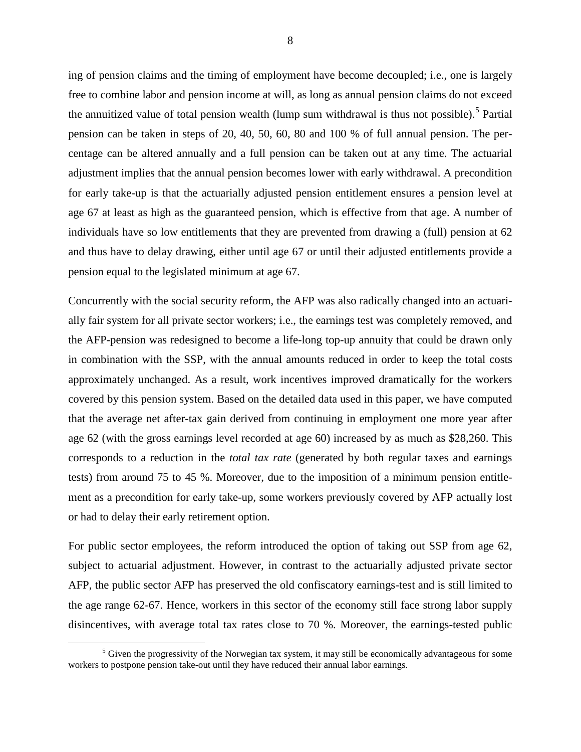ing of pension claims and the timing of employment have become decoupled; i.e., one is largely free to combine labor and pension income at will, as long as annual pension claims do not exceed the annuitized value of total pension wealth (lump sum withdrawal is thus not possible).[5] Partial pension can be taken in steps of 20, 40, 50, 60, 80 and 100 % of full annual pension. The percentage can be altered annually and a full pension can be taken out at any time. The actuarial adjustment implies that the annual pension becomes lower with early withdrawal. A precondition for early take-up is that the actuarially adjusted pension entitlement ensures a pension level at age 67 at least as high as the guaranteed pension, which is effective from that age. A number of individuals have so low entitlements that they are prevented from drawing a (full) pension at 62 and thus have to delay drawing, either until age 67 or until their adjusted entitlements provide a pension equal to the legislated minimum at age 67.

Concurrently with the social security reform, the AFP was also radically changed into an actuarially fair system for all private sector workers; i.e., the earnings test was completely removed, and the AFP-pension was redesigned to become a life-long top-up annuity that could be drawn only in combination with the SSP, with the annual amounts reduced in order to keep the total costs approximately unchanged. As a result, work incentives improved dramatically for the workers covered by this pension system. Based on the detailed data used in this paper, we have computed that the average net after-tax gain derived from continuing in employment one more year after age 62 (with the gross earnings level recorded at age 60) increased by as much as $28,260. This corresponds to a reduction in the *total tax rate* (generated by both regular taxes and earnings tests) from around 75 to 45 %. Moreover, due to the imposition of a minimum pension entitlement as a precondition for early take-up, some workers previously covered by AFP actually lost or had to delay their early retirement option.

For public sector employees, the reform introduced the option of taking out SSP from age 62, subject to actuarial adjustment. However, in contrast to the actuarially adjusted private sector AFP, the public sector AFP has preserved the old confiscatory earnings-test and is still limited to the age range 62-67. Hence, workers in this sector of the economy still face strong labor supply disincentives, with average total tax rates close to 70 %. Moreover, the earnings-tested public

[5] Given the progressivity of the Norwegian tax system, it may still be economically advantageous for some workers to postpone pension take-out until they have reduced their annual labor earnings.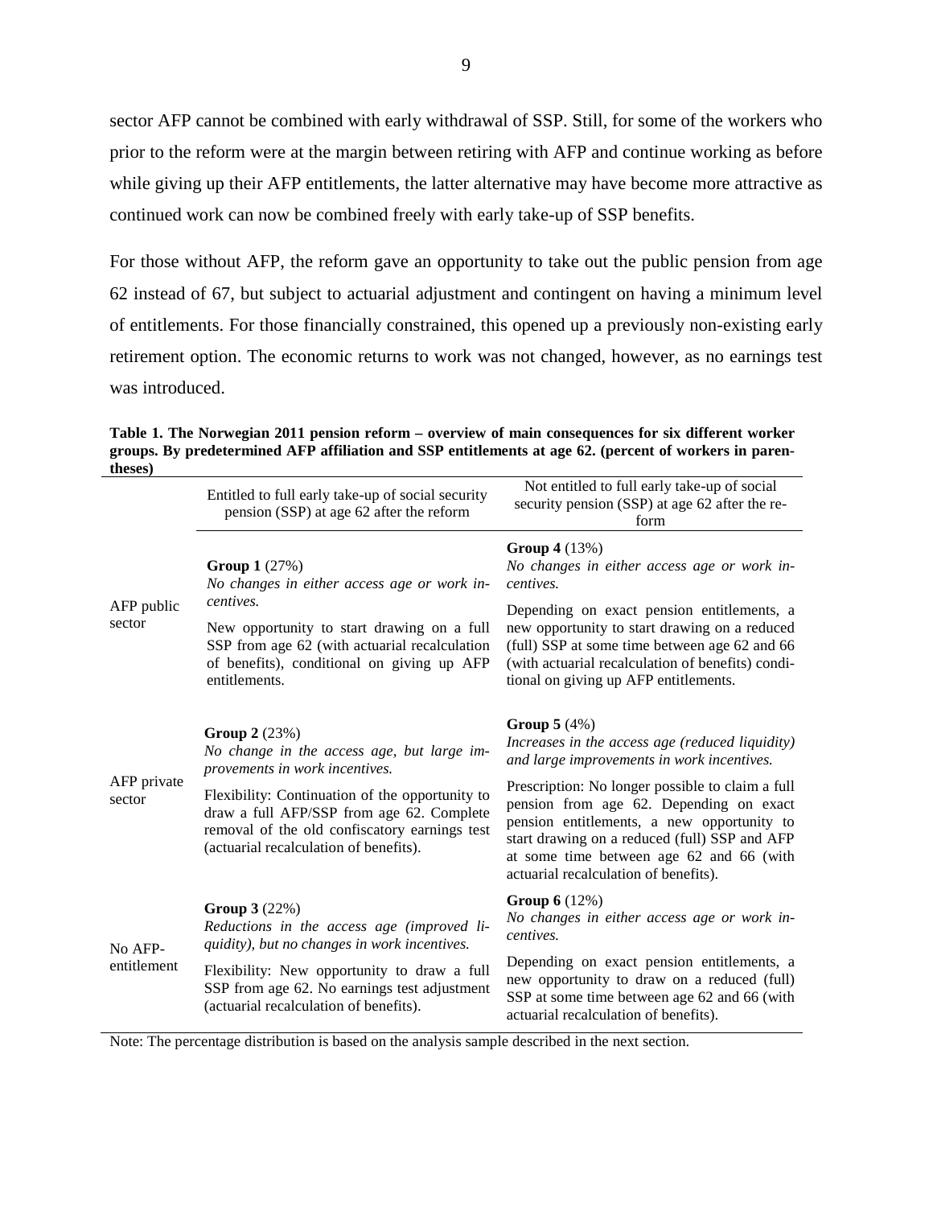sector AFP cannot be combined with early withdrawal of SSP. Still, for some of the workers who prior to the reform were at the margin between retiring with AFP and continue working as before while giving up their AFP entitlements, the latter alternative may have become more attractive as continued work can now be combined freely with early take-up of SSP benefits.

For those without AFP, the reform gave an opportunity to take out the public pension from age 62 instead of 67, but subject to actuarial adjustment and contingent on having a minimum level of entitlements. For those financially constrained, this opened up a previously non-existing early retirement option. The economic returns to work was not changed, however, as no earnings test was introduced.

**Table 1. The Norwegian 2011 pension reform – overview of main consequences for six different worker groups. By predetermined AFP affiliation and SSP entitlements at age 62. (percent of workers in parentheses)**

| | Entitled to full early take-up of social security pension (SSP) at age 62 after the reform | Not entitled to full early take-up of social security pension (SSP) at age 62 after the reform |
|---|---|---|
| AFP public sector | **Group 1** (27%)<br>*No changes in either access age or work incentives.*<br>New opportunity to start drawing on a full SSP from age 62 (with actuarial recalculation of benefits), conditional on giving up AFP entitlements. | **Group 4** (13%)<br>*No changes in either access age or work incentives.*<br>Depending on exact pension entitlements, a new opportunity to start drawing on a reduced (full) SSP at some time between age 62 and 66 (with actuarial recalculation of benefits) conditional on giving up AFP entitlements. |
| AFP private sector | **Group 2** (23%)<br>*No change in the access age, but large improvements in work incentives.*<br>Flexibility: Continuation of the opportunity to draw a full AFP/SSP from age 62. Complete removal of the old confiscatory earnings test (actuarial recalculation of benefits). | **Group 5** (4%)<br>*Increases in the access age (reduced liquidity) and large improvements in work incentives.*<br>Prescription: No longer possible to claim a full pension from age 62. Depending on exact pension entitlements, a new opportunity to start drawing on a reduced (full) SSP and AFP at some time between age 62 and 66 (with actuarial recalculation of benefits). |
| No AFP-entitlement | **Group 3** (22%)<br>*Reductions in the access age (improved liquidity), but no changes in work incentives.*<br>Flexibility: New opportunity to draw a full SSP from age 62. No earnings test adjustment (actuarial recalculation of benefits). | **Group 6** (12%)<br>*No changes in either access age or work incentives.*<br>Depending on exact pension entitlements, a new opportunity to draw on a reduced (full) SSP at some time between age 62 and 66 (with actuarial recalculation of benefits). |

Note: The percentage distribution is based on the analysis sample described in the next section.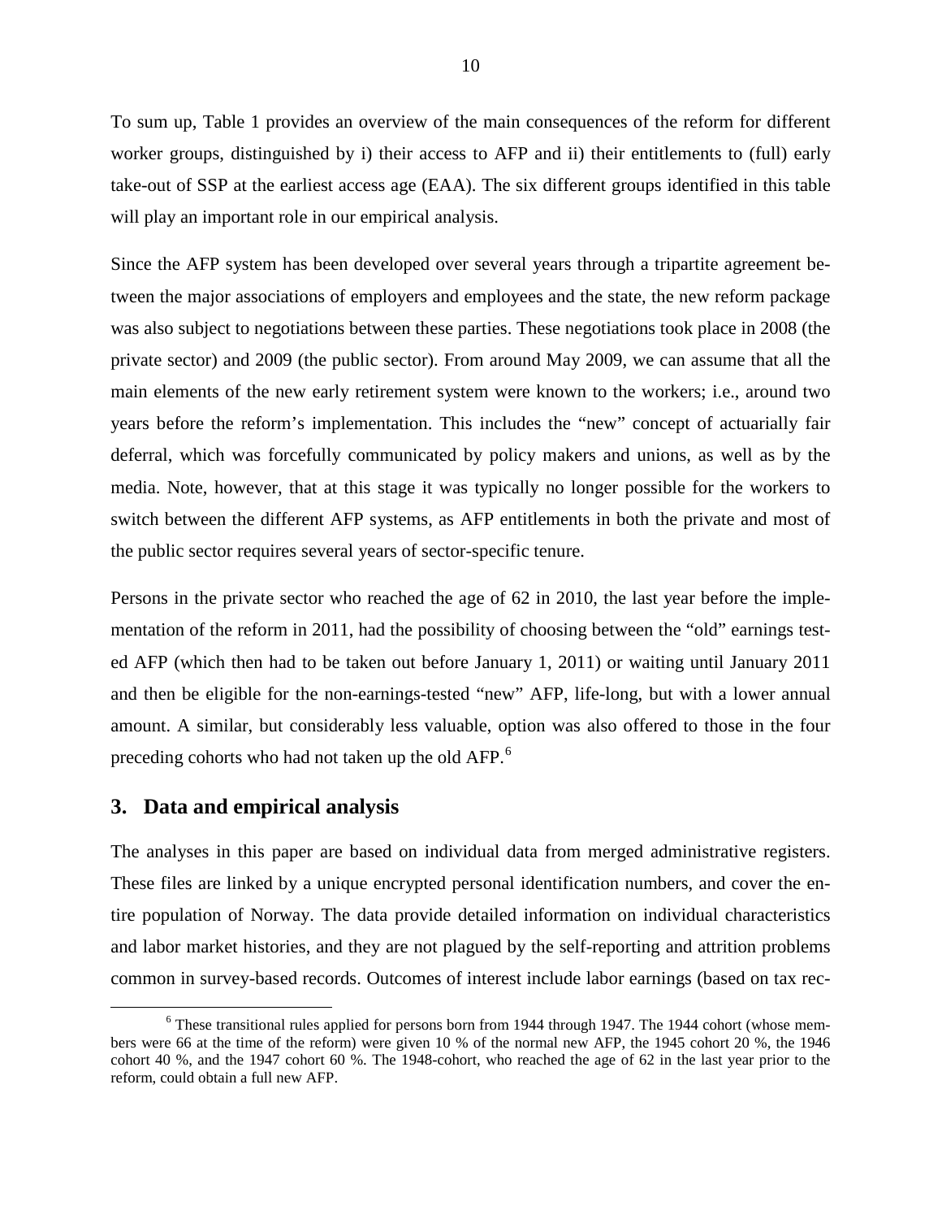To sum up, Table 1 provides an overview of the main consequences of the reform for different worker groups, distinguished by i) their access to AFP and ii) their entitlements to (full) early take-out of SSP at the earliest access age (EAA). The six different groups identified in this table will play an important role in our empirical analysis.

Since the AFP system has been developed over several years through a tripartite agreement between the major associations of employers and employees and the state, the new reform package was also subject to negotiations between these parties. These negotiations took place in 2008 (the private sector) and 2009 (the public sector). From around May 2009, we can assume that all the main elements of the new early retirement system were known to the workers; i.e., around two years before the reform's implementation. This includes the "new" concept of actuarially fair deferral, which was forcefully communicated by policy makers and unions, as well as by the media. Note, however, that at this stage it was typically no longer possible for the workers to switch between the different AFP systems, as AFP entitlements in both the private and most of the public sector requires several years of sector-specific tenure.

Persons in the private sector who reached the age of 62 in 2010, the last year before the implementation of the reform in 2011, had the possibility of choosing between the "old" earnings tested AFP (which then had to be taken out before January 1, 2011) or waiting until January 2011 and then be eligible for the non-earnings-tested "new" AFP, life-long, but with a lower annual amount. A similar, but considerably less valuable, option was also offered to those in the four preceding cohorts who had not taken up the old AFP.[6]

## 3. Data and empirical analysis

The analyses in this paper are based on individual data from merged administrative registers. These files are linked by a unique encrypted personal identification numbers, and cover the entire population of Norway. The data provide detailed information on individual characteristics and labor market histories, and they are not plagued by the self-reporting and attrition problems common in survey-based records. Outcomes of interest include labor earnings (based on tax rec-

[6] These transitional rules applied for persons born from 1944 through 1947. The 1944 cohort (whose members were 66 at the time of the reform) were given 10 % of the normal new AFP, the 1945 cohort 20 %, the 1946 cohort 40 %, and the 1947 cohort 60 %. The 1948-cohort, who reached the age of 62 in the last year prior to the reform, could obtain a full new AFP.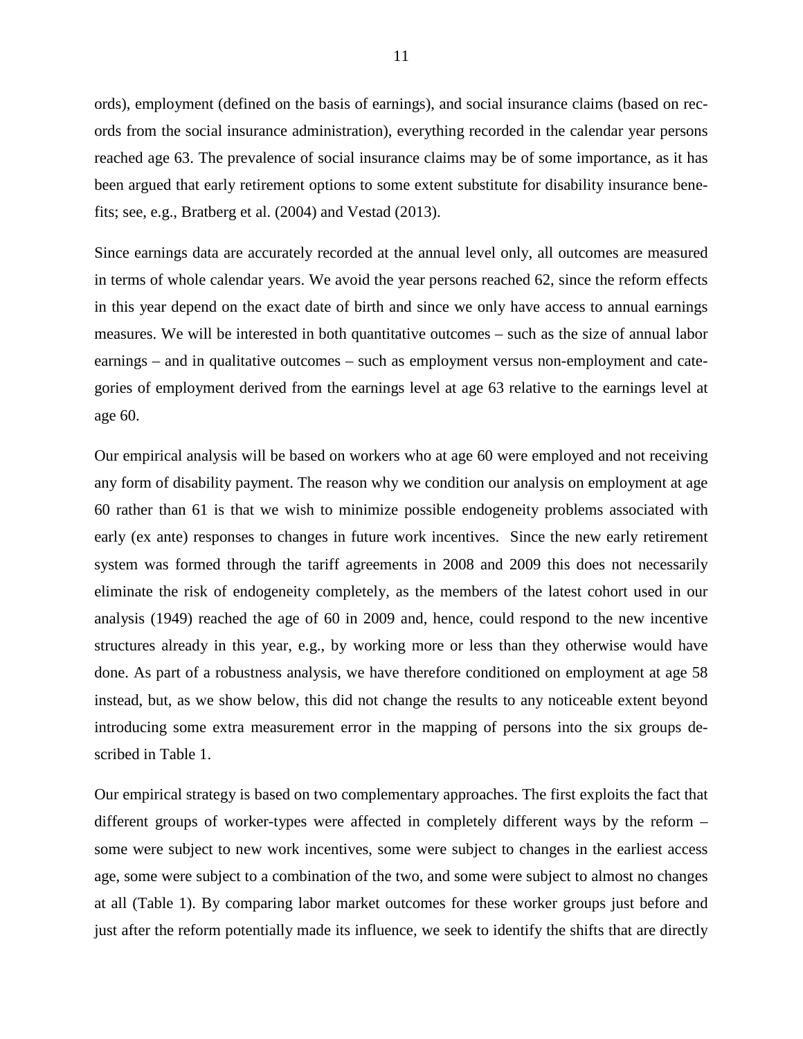ords), employment (defined on the basis of earnings), and social insurance claims (based on records from the social insurance administration), everything recorded in the calendar year persons reached age 63. The prevalence of social insurance claims may be of some importance, as it has been argued that early retirement options to some extent substitute for disability insurance benefits; see, e.g., Bratberg et al. (2004) and Vestad (2013).

Since earnings data are accurately recorded at the annual level only, all outcomes are measured in terms of whole calendar years. We avoid the year persons reached 62, since the reform effects in this year depend on the exact date of birth and since we only have access to annual earnings measures. We will be interested in both quantitative outcomes – such as the size of annual labor earnings – and in qualitative outcomes – such as employment versus non-employment and categories of employment derived from the earnings level at age 63 relative to the earnings level at age 60.

Our empirical analysis will be based on workers who at age 60 were employed and not receiving any form of disability payment. The reason why we condition our analysis on employment at age 60 rather than 61 is that we wish to minimize possible endogeneity problems associated with early (ex ante) responses to changes in future work incentives. Since the new early retirement system was formed through the tariff agreements in 2008 and 2009 this does not necessarily eliminate the risk of endogeneity completely, as the members of the latest cohort used in our analysis (1949) reached the age of 60 in 2009 and, hence, could respond to the new incentive structures already in this year, e.g., by working more or less than they otherwise would have done. As part of a robustness analysis, we have therefore conditioned on employment at age 58 instead, but, as we show below, this did not change the results to any noticeable extent beyond introducing some extra measurement error in the mapping of persons into the six groups described in Table 1.

Our empirical strategy is based on two complementary approaches. The first exploits the fact that different groups of worker-types were affected in completely different ways by the reform – some were subject to new work incentives, some were subject to changes in the earliest access age, some were subject to a combination of the two, and some were subject to almost no changes at all (Table 1). By comparing labor market outcomes for these worker groups just before and just after the reform potentially made its influence, we seek to identify the shifts that are directly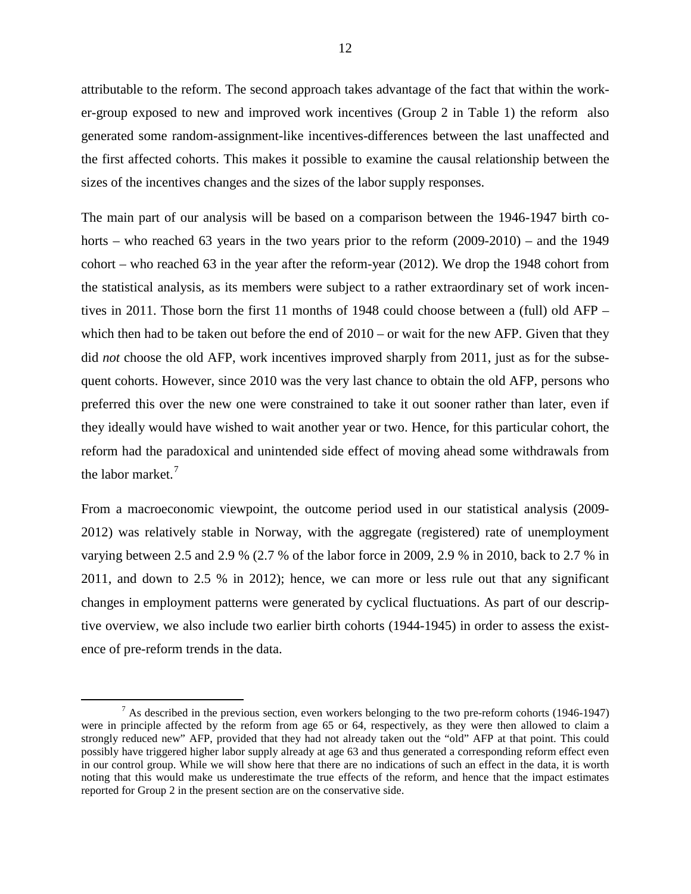attributable to the reform. The second approach takes advantage of the fact that within the worker-group exposed to new and improved work incentives (Group 2 in Table 1) the reform also generated some random-assignment-like incentives-differences between the last unaffected and the first affected cohorts. This makes it possible to examine the causal relationship between the sizes of the incentives changes and the sizes of the labor supply responses.

The main part of our analysis will be based on a comparison between the 1946-1947 birth cohorts – who reached 63 years in the two years prior to the reform (2009-2010) – and the 1949 cohort – who reached 63 in the year after the reform-year (2012). We drop the 1948 cohort from the statistical analysis, as its members were subject to a rather extraordinary set of work incentives in 2011. Those born the first 11 months of 1948 could choose between a (full) old AFP – which then had to be taken out before the end of 2010 – or wait for the new AFP. Given that they did *not* choose the old AFP, work incentives improved sharply from 2011, just as for the subsequent cohorts. However, since 2010 was the very last chance to obtain the old AFP, persons who preferred this over the new one were constrained to take it out sooner rather than later, even if they ideally would have wished to wait another year or two. Hence, for this particular cohort, the reform had the paradoxical and unintended side effect of moving ahead some withdrawals from the labor market.[7]

From a macroeconomic viewpoint, the outcome period used in our statistical analysis (2009-2012) was relatively stable in Norway, with the aggregate (registered) rate of unemployment varying between 2.5 and 2.9 % (2.7 % of the labor force in 2009, 2.9 % in 2010, back to 2.7 % in 2011, and down to 2.5 % in 2012); hence, we can more or less rule out that any significant changes in employment patterns were generated by cyclical fluctuations. As part of our descriptive overview, we also include two earlier birth cohorts (1944-1945) in order to assess the existence of pre-reform trends in the data.

[7] As described in the previous section, even workers belonging to the two pre-reform cohorts (1946-1947) were in principle affected by the reform from age 65 or 64, respectively, as they were then allowed to claim a strongly reduced new" AFP, provided that they had not already taken out the "old" AFP at that point. This could possibly have triggered higher labor supply already at age 63 and thus generated a corresponding reform effect even in our control group. While we will show here that there are no indications of such an effect in the data, it is worth noting that this would make us underestimate the true effects of the reform, and hence that the impact estimates reported for Group 2 in the present section are on the conservative side.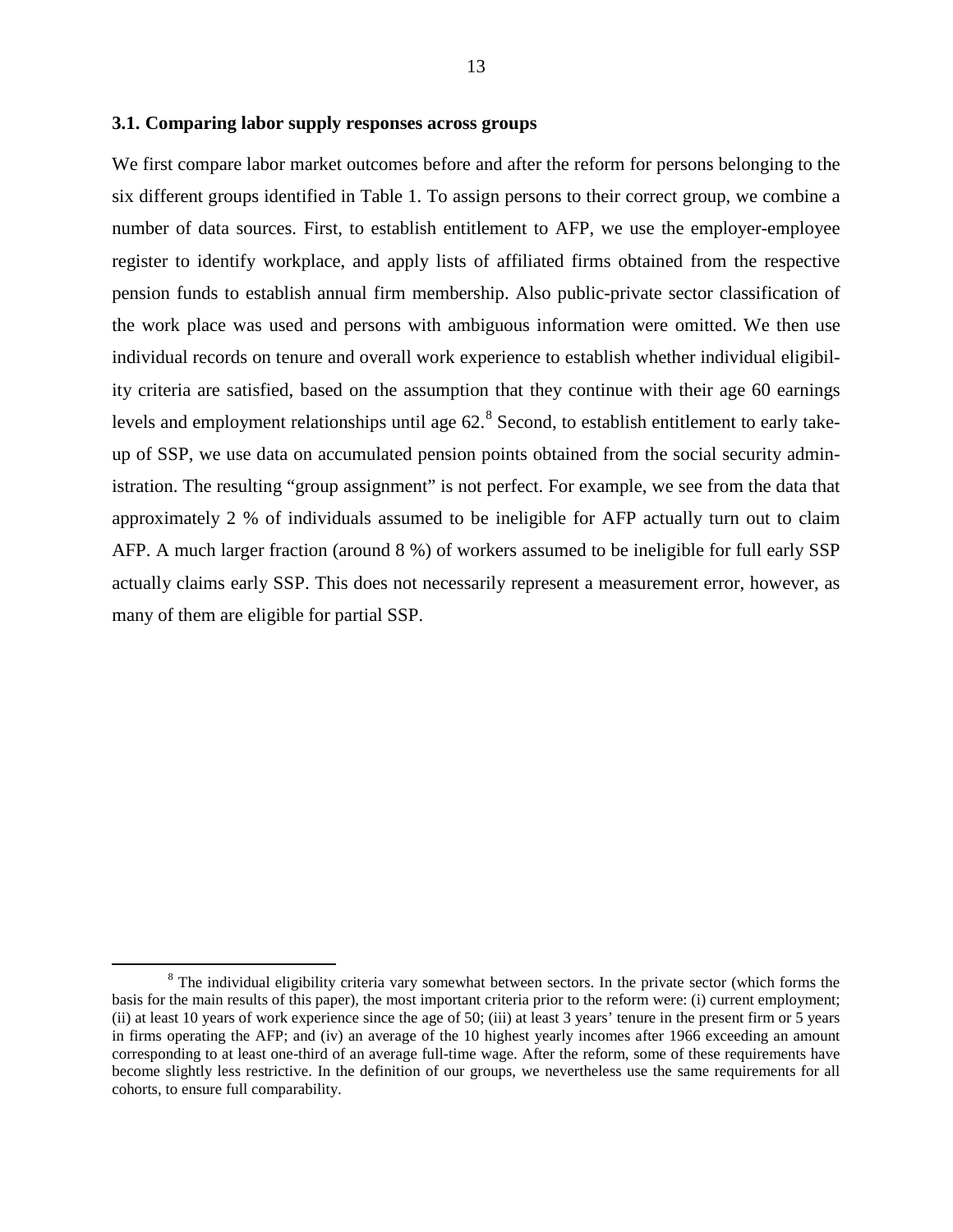### 3.1. Comparing labor supply responses across groups

We first compare labor market outcomes before and after the reform for persons belonging to the six different groups identified in Table 1. To assign persons to their correct group, we combine a number of data sources. First, to establish entitlement to AFP, we use the employer-employee register to identify workplace, and apply lists of affiliated firms obtained from the respective pension funds to establish annual firm membership. Also public-private sector classification of the work place was used and persons with ambiguous information were omitted. We then use individual records on tenure and overall work experience to establish whether individual eligibility criteria are satisfied, based on the assumption that they continue with their age 60 earnings levels and employment relationships until age 62.[8] Second, to establish entitlement to early take-up of SSP, we use data on accumulated pension points obtained from the social security administration. The resulting "group assignment" is not perfect. For example, we see from the data that approximately 2 % of individuals assumed to be ineligible for AFP actually turn out to claim AFP. A much larger fraction (around 8 %) of workers assumed to be ineligible for full early SSP actually claims early SSP. This does not necessarily represent a measurement error, however, as many of them are eligible for partial SSP.

[8] The individual eligibility criteria vary somewhat between sectors. In the private sector (which forms the basis for the main results of this paper), the most important criteria prior to the reform were: (i) current employment; (ii) at least 10 years of work experience since the age of 50; (iii) at least 3 years' tenure in the present firm or 5 years in firms operating the AFP; and (iv) an average of the 10 highest yearly incomes after 1966 exceeding an amount corresponding to at least one-third of an average full-time wage. After the reform, some of these requirements have become slightly less restrictive. In the definition of our groups, we nevertheless use the same requirements for all cohorts, to ensure full comparability.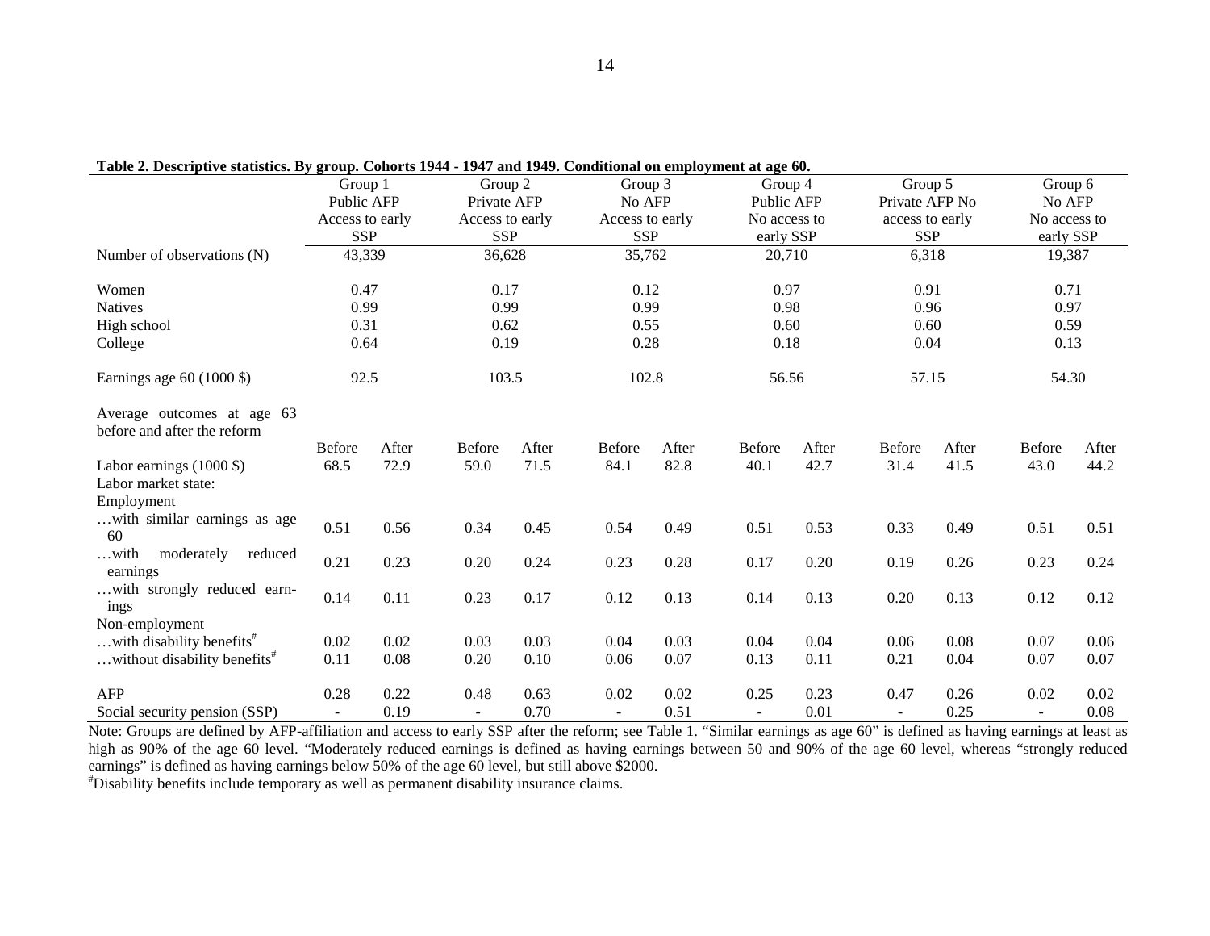**Table 2. Descriptive statistics. By group. Cohorts 1944 - 1947 and 1949. Conditional on employment at age 60.**

| | Group 1 Public AFP Access to early SSP | | Group 2 Private AFP Access to early SSP | | Group 3 No AFP Access to early SSP | | Group 4 Public AFP No access to early SSP | | Group 5 Private AFP No access to early SSP | | Group 6 No AFP No access to early SSP | |
|---|---|---|---|---|---|---|---|---|---|---|---|---|
| Number of observations (N) | 43,339 | | 36,628 | | 35,762 | | 20,710 | | 6,318 | | 19,387 | |
| Women | 0.47 | | 0.17 | | 0.12 | | 0.97 | | 0.91 | | 0.71 | |
| Natives | 0.99 | | 0.99 | | 0.99 | | 0.98 | | 0.96 | | 0.97 | |
| High school | 0.31 | | 0.62 | | 0.55 | | 0.60 | | 0.60 | | 0.59 | |
| College | 0.64 | | 0.19 | | 0.28 | | 0.18 | | 0.04 | | 0.13 | |
| Earnings age 60 (1000 $) | 92.5 | | 103.5 | | 102.8 | | 56.56 | | 57.15 | | 54.30 | |
| Average outcomes at age 63 before and after the reform | | | | | | | | | | | | |
| | Before | After | Before | After | Before | After | Before | After | Before | After | Before | After |
| Labor earnings (1000 $) | 68.5 | 72.9 | 59.0 | 71.5 | 84.1 | 82.8 | 40.1 | 42.7 | 31.4 | 41.5 | 43.0 | 44.2 |
| Labor market state: | | | | | | | | | | | | |
| Employment | | | | | | | | | | | | |
| …with similar earnings as age 60 | 0.51 | 0.56 | 0.34 | 0.45 | 0.54 | 0.49 | 0.51 | 0.53 | 0.33 | 0.49 | 0.51 | 0.51 |
| …with moderately reduced earnings | 0.21 | 0.23 | 0.20 | 0.24 | 0.23 | 0.28 | 0.17 | 0.20 | 0.19 | 0.26 | 0.23 | 0.24 |
| …with strongly reduced earnings | 0.14 | 0.11 | 0.23 | 0.17 | 0.12 | 0.13 | 0.14 | 0.13 | 0.20 | 0.13 | 0.12 | 0.12 |
| Non-employment | | | | | | | | | | | | |
| …with disability benefits[#] | 0.02 | 0.02 | 0.03 | 0.03 | 0.04 | 0.03 | 0.04 | 0.04 | 0.06 | 0.08 | 0.07 | 0.06 |
| …without disability benefits[#] | 0.11 | 0.08 | 0.20 | 0.10 | 0.06 | 0.07 | 0.13 | 0.11 | 0.21 | 0.04 | 0.07 | 0.07 |
| AFP | 0.28 | 0.22 | 0.48 | 0.63 | 0.02 | 0.02 | 0.25 | 0.23 | 0.47 | 0.26 | 0.02 | 0.02 |
| Social security pension (SSP) | - | 0.19 | - | 0.70 | - | 0.51 | - | 0.01 | - | 0.25 | - | 0.08 |

Note: Groups are defined by AFP-affiliation and access to early SSP after the reform; see Table 1. "Similar earnings as age 60" is defined as having earnings at least as high as 90% of the age 60 level. "Moderately reduced earnings is defined as having earnings between 50 and 90% of the age 60 level, whereas "strongly reduced earnings" is defined as having earnings below 50% of the age 60 level, but still above $2000.

[#]Disability benefits include temporary as well as permanent disability insurance claims.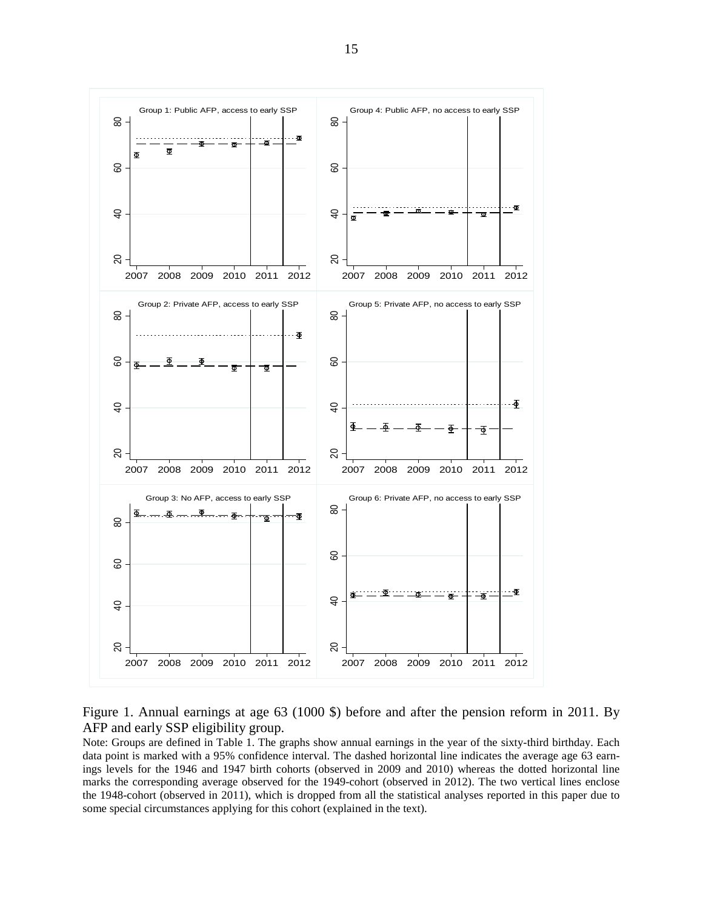Figure 1. Annual earnings at age 63 (1000 $) before and after the pension reform in 2011. By AFP and early SSP eligibility group.

Note: Groups are defined in Table 1. The graphs show annual earnings in the year of the sixty-third birthday. Each data point is marked with a 95% confidence interval. The dashed horizontal line indicates the average age 63 earnings levels for the 1946 and 1947 birth cohorts (observed in 2009 and 2010) whereas the dotted horizontal line marks the corresponding average observed for the 1949-cohort (observed in 2012). The two vertical lines enclose the 1948-cohort (observed in 2011), which is dropped from all the statistical analyses reported in this paper due to some special circumstances applying for this cohort (explained in the text).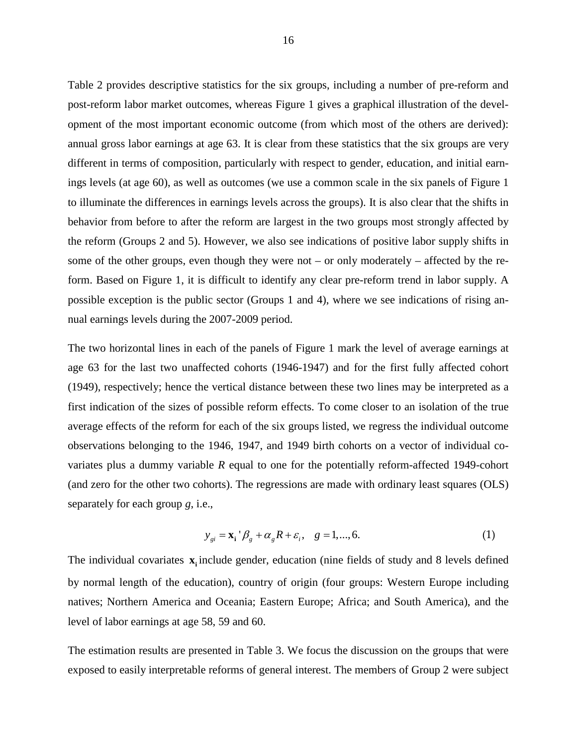Table 2 provides descriptive statistics for the six groups, including a number of pre-reform and post-reform labor market outcomes, whereas Figure 1 gives a graphical illustration of the development of the most important economic outcome (from which most of the others are derived): annual gross labor earnings at age 63. It is clear from these statistics that the six groups are very different in terms of composition, particularly with respect to gender, education, and initial earnings levels (at age 60), as well as outcomes (we use a common scale in the six panels of Figure 1 to illuminate the differences in earnings levels across the groups). It is also clear that the shifts in behavior from before to after the reform are largest in the two groups most strongly affected by the reform (Groups 2 and 5). However, we also see indications of positive labor supply shifts in some of the other groups, even though they were not – or only moderately – affected by the reform. Based on Figure 1, it is difficult to identify any clear pre-reform trend in labor supply. A possible exception is the public sector (Groups 1 and 4), where we see indications of rising annual earnings levels during the 2007-2009 period.

The two horizontal lines in each of the panels of Figure 1 mark the level of average earnings at age 63 for the last two unaffected cohorts (1946-1947) and for the first fully affected cohort (1949), respectively; hence the vertical distance between these two lines may be interpreted as a first indication of the sizes of possible reform effects. To come closer to an isolation of the true average effects of the reform for each of the six groups listed, we regress the individual outcome observations belonging to the 1946, 1947, and 1949 birth cohorts on a vector of individual covariates plus a dummy variable *R* equal to one for the potentially reform-affected 1949-cohort (and zero for the other two cohorts). The regressions are made with ordinary least squares (OLS) separately for each group *g*, i.e.,

$$y_{gi} = \mathbf{x_i}'\beta_g + \alpha_g R + \varepsilon_i, \quad g = 1, ..., 6. \tag{1}$$

The individual covariates $\mathbf{x_i}$ include gender, education (nine fields of study and 8 levels defined by normal length of the education), country of origin (four groups: Western Europe including natives; Northern America and Oceania; Eastern Europe; Africa; and South America), and the level of labor earnings at age 58, 59 and 60.

The estimation results are presented in Table 3. We focus the discussion on the groups that were exposed to easily interpretable reforms of general interest. The members of Group 2 were subject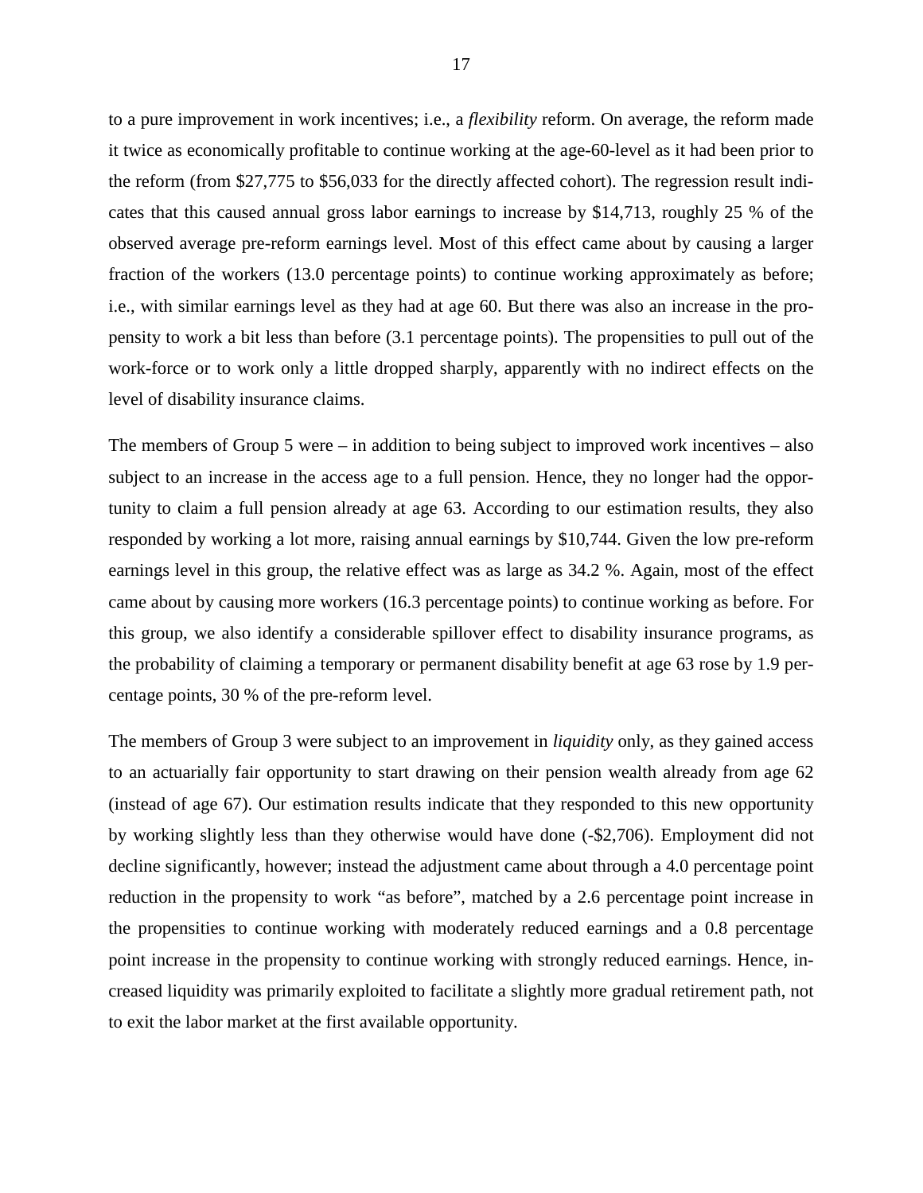to a pure improvement in work incentives; i.e., a *flexibility* reform. On average, the reform made it twice as economically profitable to continue working at the age-60-level as it had been prior to the reform (from $27,775 to $56,033 for the directly affected cohort). The regression result indicates that this caused annual gross labor earnings to increase by $14,713, roughly 25 % of the observed average pre-reform earnings level. Most of this effect came about by causing a larger fraction of the workers (13.0 percentage points) to continue working approximately as before; i.e., with similar earnings level as they had at age 60. But there was also an increase in the propensity to work a bit less than before (3.1 percentage points). The propensities to pull out of the work-force or to work only a little dropped sharply, apparently with no indirect effects on the level of disability insurance claims.

The members of Group 5 were – in addition to being subject to improved work incentives – also subject to an increase in the access age to a full pension. Hence, they no longer had the opportunity to claim a full pension already at age 63. According to our estimation results, they also responded by working a lot more, raising annual earnings by $10,744. Given the low pre-reform earnings level in this group, the relative effect was as large as 34.2 %. Again, most of the effect came about by causing more workers (16.3 percentage points) to continue working as before. For this group, we also identify a considerable spillover effect to disability insurance programs, as the probability of claiming a temporary or permanent disability benefit at age 63 rose by 1.9 percentage points, 30 % of the pre-reform level.

The members of Group 3 were subject to an improvement in *liquidity* only, as they gained access to an actuarially fair opportunity to start drawing on their pension wealth already from age 62 (instead of age 67). Our estimation results indicate that they responded to this new opportunity by working slightly less than they otherwise would have done (-$2,706). Employment did not decline significantly, however; instead the adjustment came about through a 4.0 percentage point reduction in the propensity to work "as before", matched by a 2.6 percentage point increase in the propensities to continue working with moderately reduced earnings and a 0.8 percentage point increase in the propensity to continue working with strongly reduced earnings. Hence, increased liquidity was primarily exploited to facilitate a slightly more gradual retirement path, not to exit the labor market at the first available opportunity.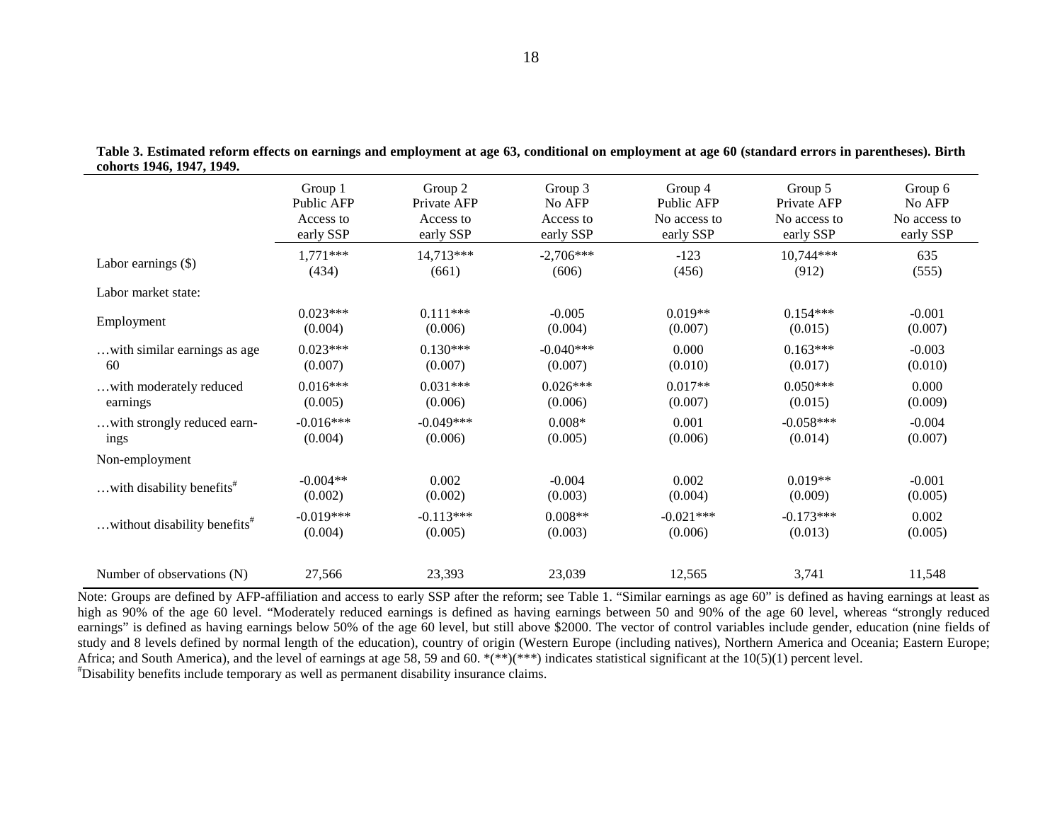**Table 3. Estimated reform effects on earnings and employment at age 63, conditional on employment at age 60 (standard errors in parentheses). Birth cohorts 1946, 1947, 1949.**

| | Group 1 Public AFP Access to early SSP | Group 2 Private AFP Access to early SSP | Group 3 No AFP Access to early SSP | Group 4 Public AFP No access to early SSP | Group 5 Private AFP No access to early SSP | Group 6 No AFP No access to early SSP |
|---|---|---|---|---|---|---|
| Labor earnings ($) | 1,771*** (434) | 14,713*** (661) | -2,706*** (606) | -123 (456) | 10,744*** (912) | 635 (555) |
| Labor market state: | | | | | | |
| Employment | 0.023*** (0.004) | 0.111*** (0.006) | -0.005 (0.004) | 0.019** (0.007) | 0.154*** (0.015) | -0.001 (0.007) |
| …with similar earnings as age 60 | 0.023*** (0.007) | 0.130*** (0.007) | -0.040*** (0.007) | 0.000 (0.010) | 0.163*** (0.017) | -0.003 (0.010) |
| …with moderately reduced earnings | 0.016*** (0.005) | 0.031*** (0.006) | 0.026*** (0.006) | 0.017** (0.007) | 0.050*** (0.015) | 0.000 (0.009) |
| …with strongly reduced earnings | -0.016*** (0.004) | -0.049*** (0.006) | 0.008* (0.005) | 0.001 (0.006) | -0.058*** (0.014) | -0.004 (0.007) |
| Non-employment | | | | | | |
| …with disability benefits# | -0.004** (0.002) | 0.002 (0.002) | -0.004 (0.003) | 0.002 (0.004) | 0.019** (0.009) | -0.001 (0.005) |
| …without disability benefits# | -0.019*** (0.004) | -0.113*** (0.005) | 0.008** (0.003) | -0.021*** (0.006) | -0.173*** (0.013) | 0.002 (0.005) |
| Number of observations (N) | 27,566 | 23,393 | 23,039 | 12,565 | 3,741 | 11,548 |

Note: Groups are defined by AFP-affiliation and access to early SSP after the reform; see Table 1. "Similar earnings as age 60" is defined as having earnings at least as high as 90% of the age 60 level. "Moderately reduced earnings is defined as having earnings between 50 and 90% of the age 60 level, whereas "strongly reduced earnings" is defined as having earnings below 50% of the age 60 level, but still above $2000. The vector of control variables include gender, education (nine fields of study and 8 levels defined by normal length of the education), country of origin (Western Europe (including natives), Northern America and Oceania; Eastern Europe; Africa; and South America), and the level of earnings at age 58, 59 and 60. *(**)(***) indicates statistical significant at the 10(5)(1) percent level.

#Disability benefits include temporary as well as permanent disability insurance claims.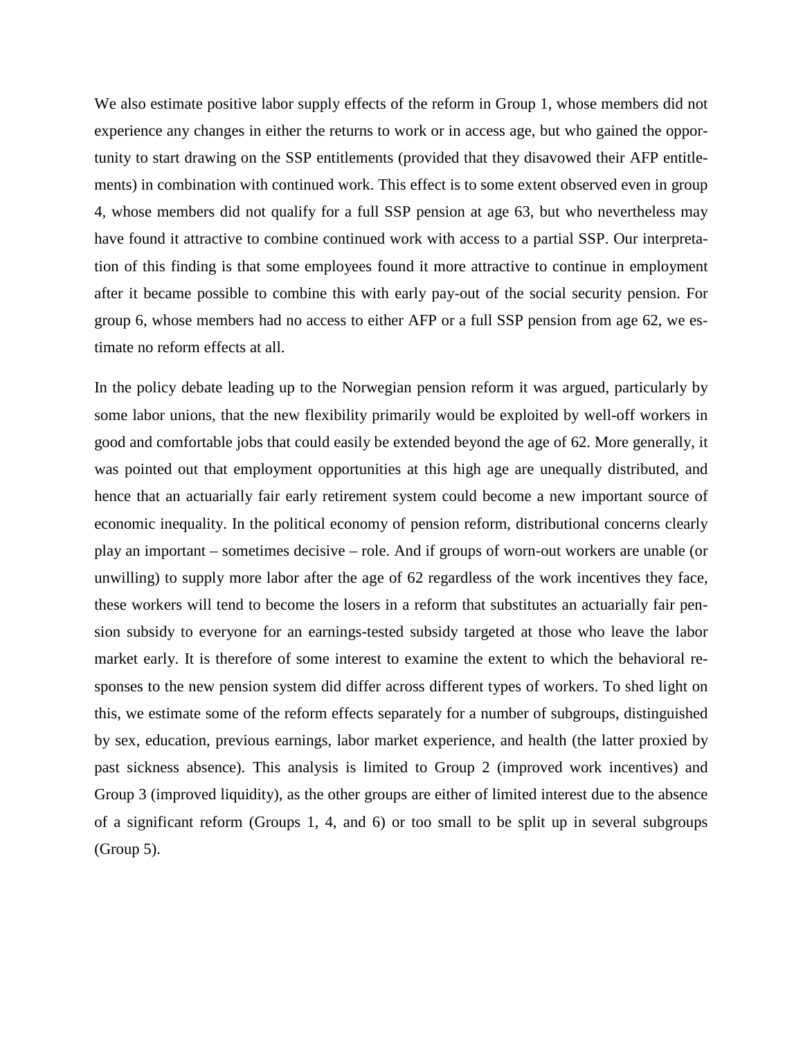We also estimate positive labor supply effects of the reform in Group 1, whose members did not experience any changes in either the returns to work or in access age, but who gained the opportunity to start drawing on the SSP entitlements (provided that they disavowed their AFP entitlements) in combination with continued work. This effect is to some extent observed even in group 4, whose members did not qualify for a full SSP pension at age 63, but who nevertheless may have found it attractive to combine continued work with access to a partial SSP. Our interpretation of this finding is that some employees found it more attractive to continue in employment after it became possible to combine this with early pay-out of the social security pension. For group 6, whose members had no access to either AFP or a full SSP pension from age 62, we estimate no reform effects at all.

In the policy debate leading up to the Norwegian pension reform it was argued, particularly by some labor unions, that the new flexibility primarily would be exploited by well-off workers in good and comfortable jobs that could easily be extended beyond the age of 62. More generally, it was pointed out that employment opportunities at this high age are unequally distributed, and hence that an actuarially fair early retirement system could become a new important source of economic inequality. In the political economy of pension reform, distributional concerns clearly play an important – sometimes decisive – role. And if groups of worn-out workers are unable (or unwilling) to supply more labor after the age of 62 regardless of the work incentives they face, these workers will tend to become the losers in a reform that substitutes an actuarially fair pension subsidy to everyone for an earnings-tested subsidy targeted at those who leave the labor market early. It is therefore of some interest to examine the extent to which the behavioral responses to the new pension system did differ across different types of workers. To shed light on this, we estimate some of the reform effects separately for a number of subgroups, distinguished by sex, education, previous earnings, labor market experience, and health (the latter proxied by past sickness absence). This analysis is limited to Group 2 (improved work incentives) and Group 3 (improved liquidity), as the other groups are either of limited interest due to the absence of a significant reform (Groups 1, 4, and 6) or too small to be split up in several subgroups (Group 5).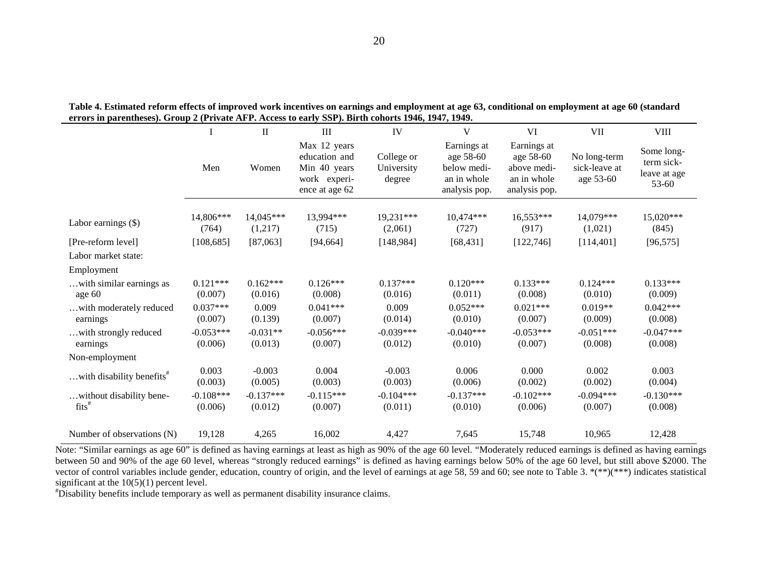**Table 4. Estimated reform effects of improved work incentives on earnings and employment at age 63, conditional on employment at age 60 (standard errors in parentheses). Group 2 (Private AFP. Access to early SSP). Birth cohorts 1946, 1947, 1949.**

| | I | II | III | IV | V | VI | VII | VIII |
|---|---|---|---|---|---|---|---|---|
| | Men | Women | Max 12 years education and Min 40 years work experience at age 62 | College or University degree | Earnings at age 58-60 below median in whole analysis pop. | Earnings at age 58-60 above median in whole analysis pop. | No long-term sick-leave at age 53-60 | Some long-term sick-leave at age 53-60 |
| Labor earnings ($) | 14,806*** (764) | 14,045*** (1,217) | 13,994*** (715) | 19,231*** (2,061) | 10,474*** (727) | 16,553*** (917) | 14,079*** (1,021) | 15,020*** (845) |
| [Pre-reform level] | [108,685] | [87,063] | [94,664] | [148,984] | [68,431] | [122,746] | [114,401] | [96,575] |
| Labor market state: | | | | | | | | |
| Employment | | | | | | | | |
| …with similar earnings as age 60 | 0.121*** (0.007) | 0.162*** (0.016) | 0.126*** (0.008) | 0.137*** (0.016) | 0.120*** (0.011) | 0.133*** (0.008) | 0.124*** (0.010) | 0.133*** (0.009) |
| …with moderately reduced earnings | 0.037*** (0.007) | 0.009 (0.139) | 0.041*** (0.007) | 0.009 (0.014) | 0.052*** (0.010) | 0.021*** (0.007) | 0.019** (0.009) | 0.042*** (0.008) |
| …with strongly reduced earnings | -0.053*** (0.006) | -0.031** (0.013) | -0.056*** (0.007) | -0.039*** (0.012) | -0.040*** (0.010) | -0.053*** (0.007) | -0.051*** (0.008) | -0.047*** (0.008) |
| Non-employment | | | | | | | | |
| …with disability benefits[#] | 0.003 (0.003) | -0.003 (0.005) | 0.004 (0.003) | -0.003 (0.003) | 0.006 (0.006) | 0.000 (0.002) | 0.002 (0.002) | 0.003 (0.004) |
| …without disability benefits[#] | -0.108*** (0.006) | -0.137*** (0.012) | -0.115*** (0.007) | -0.104*** (0.011) | -0.137*** (0.010) | -0.102*** (0.006) | -0.094*** (0.007) | -0.130*** (0.008) |
| Number of observations (N) | 19,128 | 4,265 | 16,002 | 4,427 | 7,645 | 15,748 | 10,965 | 12,428 |

Note: "Similar earnings as age 60" is defined as having earnings at least as high as 90% of the age 60 level. "Moderately reduced earnings is defined as having earnings between 50 and 90% of the age 60 level, whereas "strongly reduced earnings" is defined as having earnings below 50% of the age 60 level, but still above $2000. The vector of control variables include gender, education, country of origin, and the level of earnings at age 58, 59 and 60; see note to Table 3. *(**)(***) indicates statistical significant at the 10(5)(1) percent level.

[#]Disability benefits include temporary as well as permanent disability insurance claims.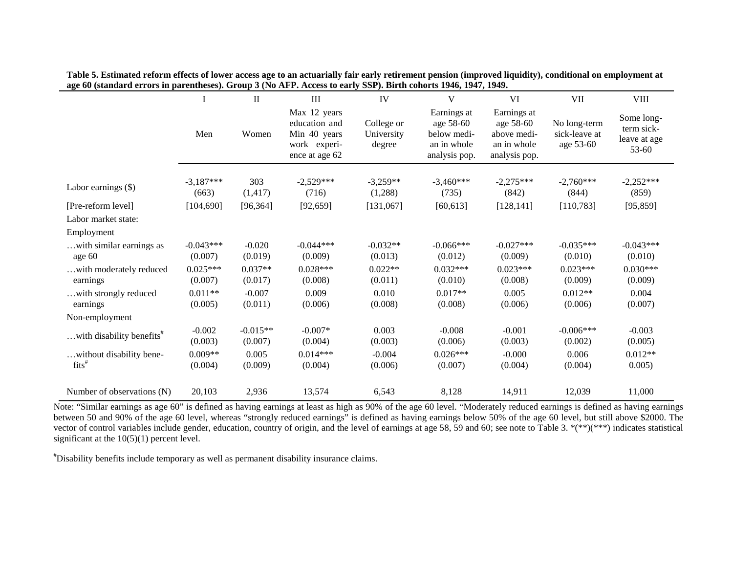**Table 5. Estimated reform effects of lower access age to an actuarially fair early retirement pension (improved liquidity), conditional on employment at age 60 (standard errors in parentheses). Group 3 (No AFP. Access to early SSP). Birth cohorts 1946, 1947, 1949.**

| | I | II | III | IV | V | VI | VII | VIII |
|---|---|---|---|---|---|---|---|---|
| | Men | Women | Max 12 years education and Min 40 years work experience at age 62 | College or University degree | Earnings at age 58-60 below median in whole analysis pop. | Earnings at age 58-60 above median in whole analysis pop. | No long-term sick-leave at age 53-60 | Some long-term sick-leave at age 53-60 |
| Labor earnings ($) | -3,187*** (663) | 303 (1,417) | -2,529*** (716) | -3,259** (1,288) | -3,460*** (735) | -2,275*** (842) | -2,760*** (844) | -2,252*** (859) |
| [Pre-reform level] | [104,690] | [96,364] | [92,659] | [131,067] | [60,613] | [128,141] | [110,783] | [95,859] |
| Labor market state: | | | | | | | | |
| Employment | | | | | | | | |
| …with similar earnings as age 60 | -0.043*** (0.007) | -0.020 (0.019) | -0.044*** (0.009) | -0.032** (0.013) | -0.066*** (0.012) | -0.027*** (0.009) | -0.035*** (0.010) | -0.043*** (0.010) |
| …with moderately reduced earnings | 0.025*** (0.007) | 0.037** (0.017) | 0.028*** (0.008) | 0.022** (0.011) | 0.032*** (0.010) | 0.023*** (0.008) | 0.023*** (0.009) | 0.030*** (0.009) |
| …with strongly reduced earnings | 0.011** (0.005) | -0.007 (0.011) | 0.009 (0.006) | 0.010 (0.008) | 0.017** (0.008) | 0.005 (0.006) | 0.012** (0.006) | 0.004 (0.007) |
| Non-employment | | | | | | | | |
| …with disability benefits[#] | -0.002 (0.003) | -0.015** (0.007) | -0.007* (0.004) | 0.003 (0.003) | -0.008 (0.006) | -0.001 (0.003) | -0.006*** (0.002) | -0.003 (0.005) |
| …without disability benefits[#] | 0.009** (0.004) | 0.005 (0.009) | 0.014*** (0.004) | -0.004 (0.006) | 0.026*** (0.007) | -0.000 (0.004) | 0.006 (0.004) | 0.012** 0.005) |
| Number of observations (N) | 20,103 | 2,936 | 13,574 | 6,543 | 8,128 | 14,911 | 12,039 | 11,000 |

Note: "Similar earnings as age 60" is defined as having earnings at least as high as 90% of the age 60 level. "Moderately reduced earnings is defined as having earnings between 50 and 90% of the age 60 level, whereas "strongly reduced earnings" is defined as having earnings below 50% of the age 60 level, but still above $2000. The vector of control variables include gender, education, country of origin, and the level of earnings at age 58, 59 and 60; see note to Table 3. *(**)(***) indicates statistical significant at the 10(5)(1) percent level.

[#]Disability benefits include temporary as well as permanent disability insurance claims.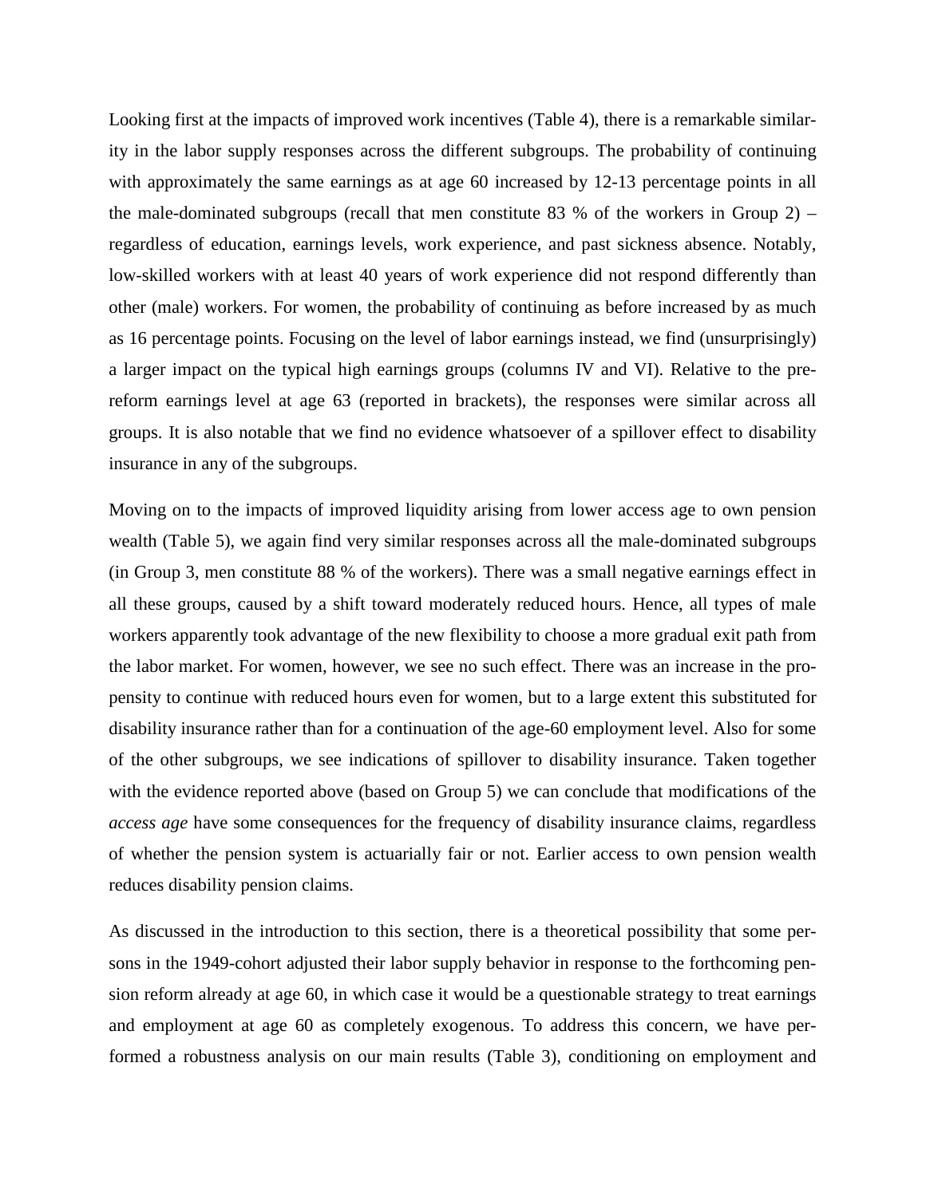Looking first at the impacts of improved work incentives (Table 4), there is a remarkable similarity in the labor supply responses across the different subgroups. The probability of continuing with approximately the same earnings as at age 60 increased by 12-13 percentage points in all the male-dominated subgroups (recall that men constitute 83 % of the workers in Group 2) – regardless of education, earnings levels, work experience, and past sickness absence. Notably, low-skilled workers with at least 40 years of work experience did not respond differently than other (male) workers. For women, the probability of continuing as before increased by as much as 16 percentage points. Focusing on the level of labor earnings instead, we find (unsurprisingly) a larger impact on the typical high earnings groups (columns IV and VI). Relative to the pre-reform earnings level at age 63 (reported in brackets), the responses were similar across all groups. It is also notable that we find no evidence whatsoever of a spillover effect to disability insurance in any of the subgroups.

Moving on to the impacts of improved liquidity arising from lower access age to own pension wealth (Table 5), we again find very similar responses across all the male-dominated subgroups (in Group 3, men constitute 88 % of the workers). There was a small negative earnings effect in all these groups, caused by a shift toward moderately reduced hours. Hence, all types of male workers apparently took advantage of the new flexibility to choose a more gradual exit path from the labor market. For women, however, we see no such effect. There was an increase in the propensity to continue with reduced hours even for women, but to a large extent this substituted for disability insurance rather than for a continuation of the age-60 employment level. Also for some of the other subgroups, we see indications of spillover to disability insurance. Taken together with the evidence reported above (based on Group 5) we can conclude that modifications of the *access age* have some consequences for the frequency of disability insurance claims, regardless of whether the pension system is actuarially fair or not. Earlier access to own pension wealth reduces disability pension claims.

As discussed in the introduction to this section, there is a theoretical possibility that some persons in the 1949-cohort adjusted their labor supply behavior in response to the forthcoming pension reform already at age 60, in which case it would be a questionable strategy to treat earnings and employment at age 60 as completely exogenous. To address this concern, we have performed a robustness analysis on our main results (Table 3), conditioning on employment and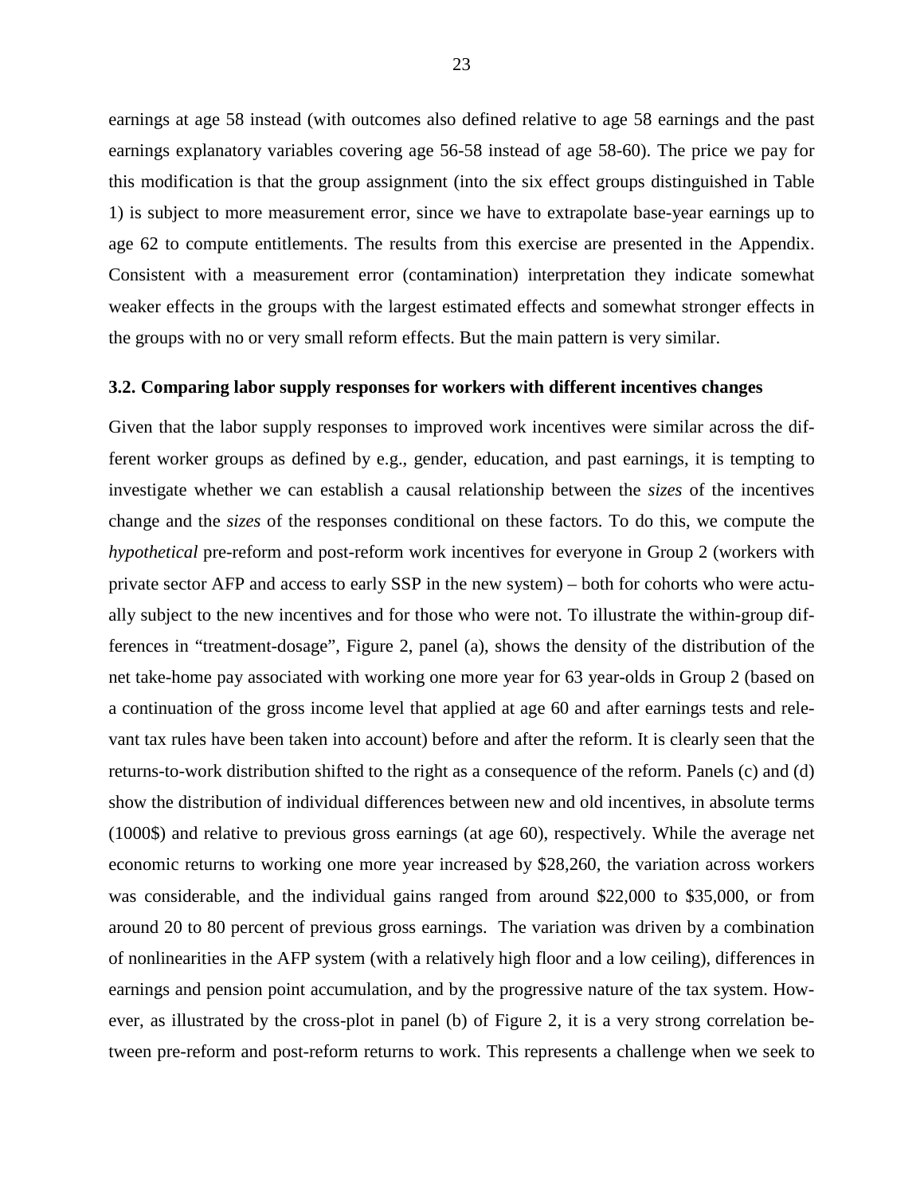earnings at age 58 instead (with outcomes also defined relative to age 58 earnings and the past earnings explanatory variables covering age 56-58 instead of age 58-60). The price we pay for this modification is that the group assignment (into the six effect groups distinguished in Table 1) is subject to more measurement error, since we have to extrapolate base-year earnings up to age 62 to compute entitlements. The results from this exercise are presented in the Appendix. Consistent with a measurement error (contamination) interpretation they indicate somewhat weaker effects in the groups with the largest estimated effects and somewhat stronger effects in the groups with no or very small reform effects. But the main pattern is very similar.

### 3.2. Comparing labor supply responses for workers with different incentives changes

Given that the labor supply responses to improved work incentives were similar across the different worker groups as defined by e.g., gender, education, and past earnings, it is tempting to investigate whether we can establish a causal relationship between the *sizes* of the incentives change and the *sizes* of the responses conditional on these factors. To do this, we compute the *hypothetical* pre-reform and post-reform work incentives for everyone in Group 2 (workers with private sector AFP and access to early SSP in the new system) – both for cohorts who were actually subject to the new incentives and for those who were not. To illustrate the within-group differences in "treatment-dosage", Figure 2, panel (a), shows the density of the distribution of the net take-home pay associated with working one more year for 63 year-olds in Group 2 (based on a continuation of the gross income level that applied at age 60 and after earnings tests and relevant tax rules have been taken into account) before and after the reform. It is clearly seen that the returns-to-work distribution shifted to the right as a consequence of the reform. Panels (c) and (d) show the distribution of individual differences between new and old incentives, in absolute terms (1000$) and relative to previous gross earnings (at age 60), respectively. While the average net economic returns to working one more year increased by $28,260, the variation across workers was considerable, and the individual gains ranged from around $22,000 to $35,000, or from around 20 to 80 percent of previous gross earnings. The variation was driven by a combination of nonlinearities in the AFP system (with a relatively high floor and a low ceiling), differences in earnings and pension point accumulation, and by the progressive nature of the tax system. However, as illustrated by the cross-plot in panel (b) of Figure 2, it is a very strong correlation between pre-reform and post-reform returns to work. This represents a challenge when we seek to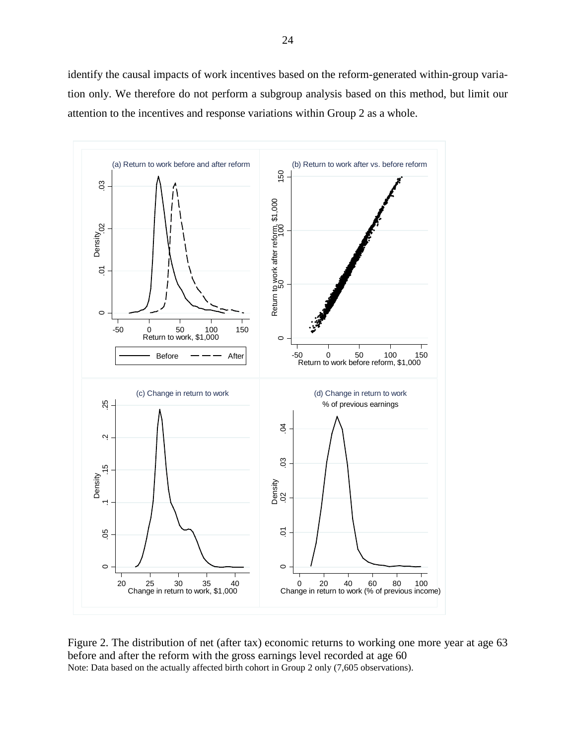identify the causal impacts of work incentives based on the reform-generated within-group variation only. We therefore do not perform a subgroup analysis based on this method, but limit our attention to the incentives and response variations within Group 2 as a whole.

Figure 2. The distribution of net (after tax) economic returns to working one more year at age 63 before and after the reform with the gross earnings level recorded at age 60

Note: Data based on the actually affected birth cohort in Group 2 only (7,605 observations).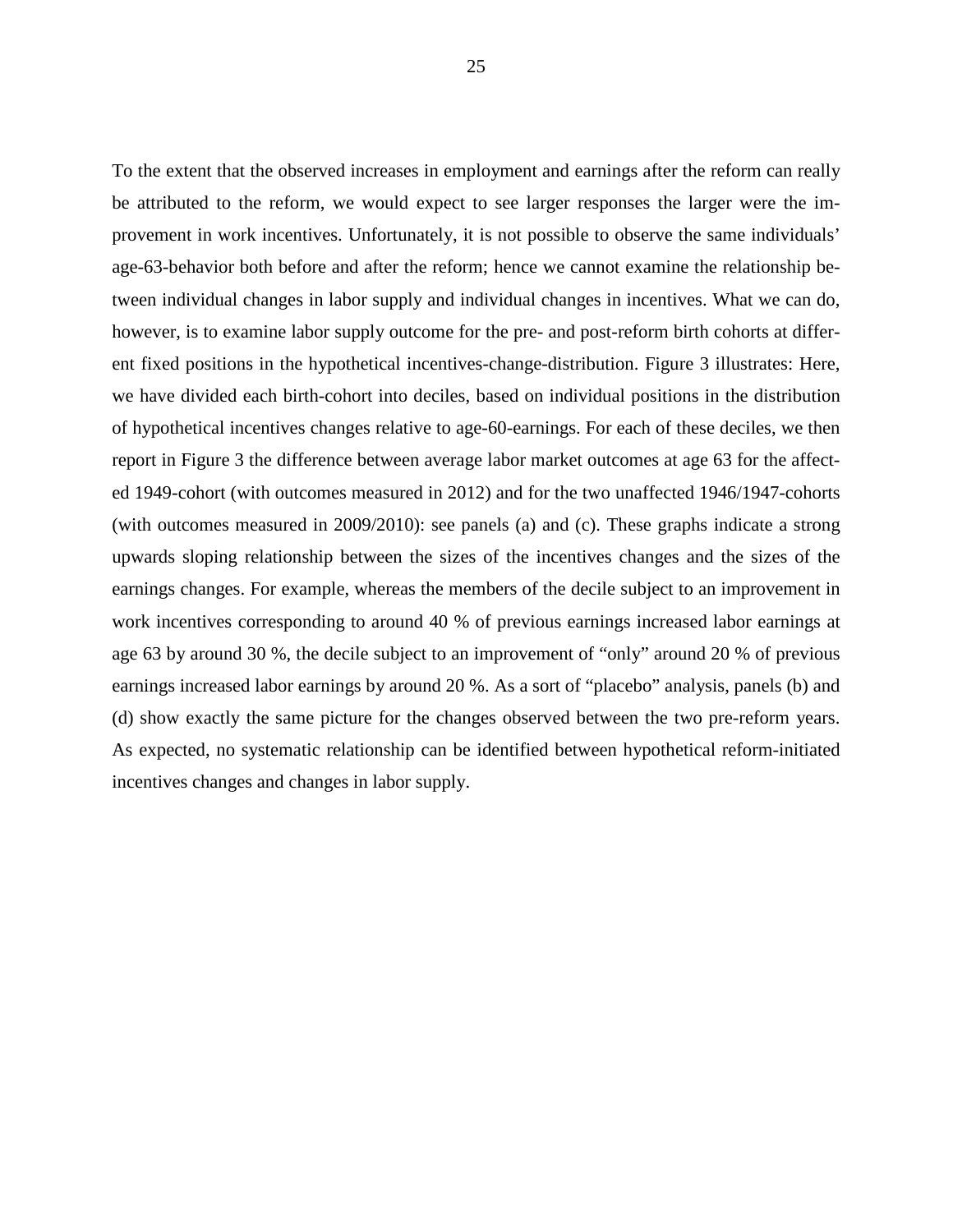To the extent that the observed increases in employment and earnings after the reform can really be attributed to the reform, we would expect to see larger responses the larger were the improvement in work incentives. Unfortunately, it is not possible to observe the same individuals' age-63-behavior both before and after the reform; hence we cannot examine the relationship between individual changes in labor supply and individual changes in incentives. What we can do, however, is to examine labor supply outcome for the pre- and post-reform birth cohorts at different fixed positions in the hypothetical incentives-change-distribution. Figure 3 illustrates: Here, we have divided each birth-cohort into deciles, based on individual positions in the distribution of hypothetical incentives changes relative to age-60-earnings. For each of these deciles, we then report in Figure 3 the difference between average labor market outcomes at age 63 for the affected 1949-cohort (with outcomes measured in 2012) and for the two unaffected 1946/1947-cohorts (with outcomes measured in 2009/2010): see panels (a) and (c). These graphs indicate a strong upwards sloping relationship between the sizes of the incentives changes and the sizes of the earnings changes. For example, whereas the members of the decile subject to an improvement in work incentives corresponding to around 40 % of previous earnings increased labor earnings at age 63 by around 30 %, the decile subject to an improvement of "only" around 20 % of previous earnings increased labor earnings by around 20 %. As a sort of "placebo" analysis, panels (b) and (d) show exactly the same picture for the changes observed between the two pre-reform years. As expected, no systematic relationship can be identified between hypothetical reform-initiated incentives changes and changes in labor supply.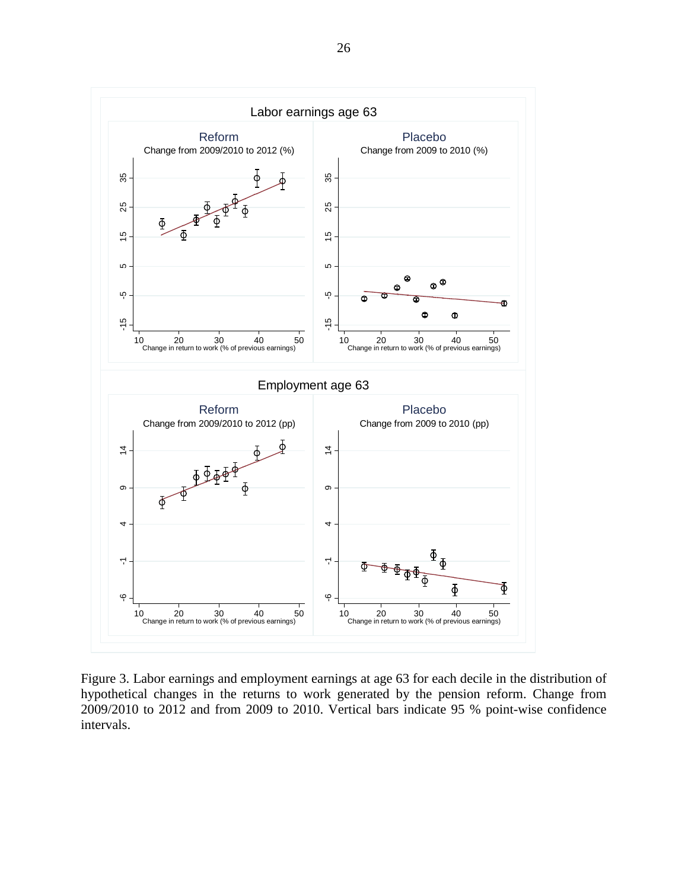Figure 3. Labor earnings and employment earnings at age 63 for each decile in the distribution of hypothetical changes in the returns to work generated by the pension reform. Change from 2009/2010 to 2012 and from 2009 to 2010. Vertical bars indicate 95 % point-wise confidence intervals.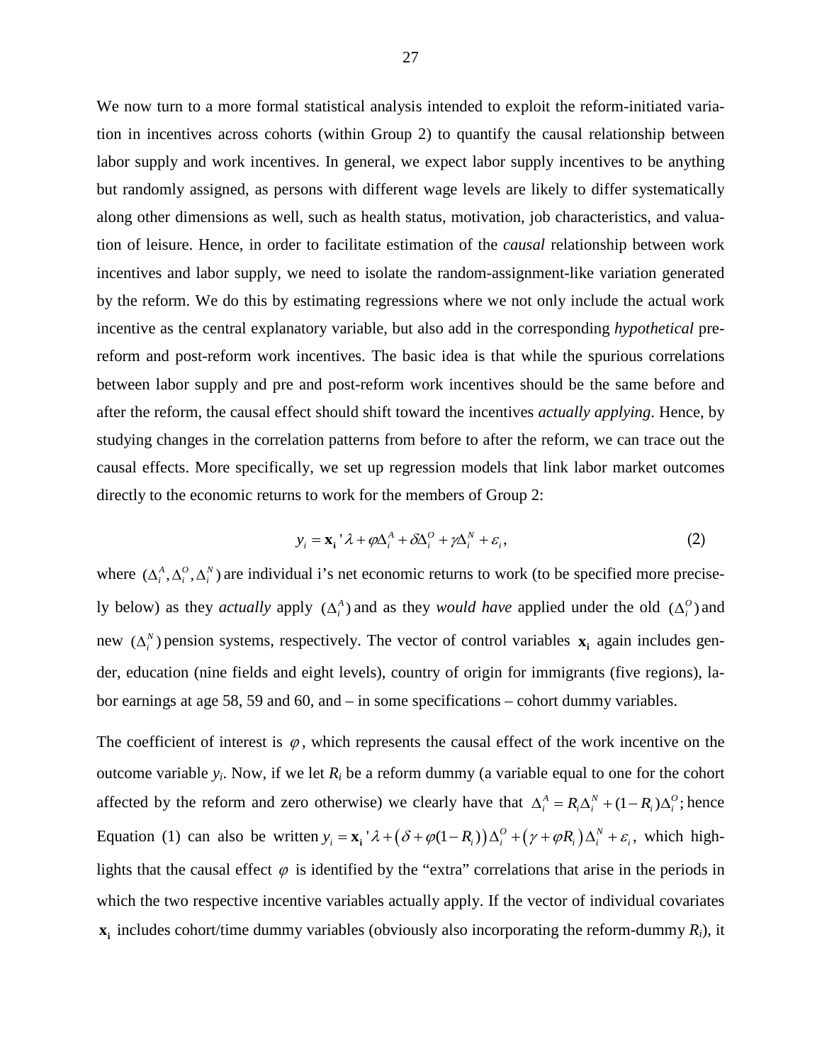We now turn to a more formal statistical analysis intended to exploit the reform-initiated variation in incentives across cohorts (within Group 2) to quantify the causal relationship between labor supply and work incentives. In general, we expect labor supply incentives to be anything but randomly assigned, as persons with different wage levels are likely to differ systematically along other dimensions as well, such as health status, motivation, job characteristics, and valuation of leisure. Hence, in order to facilitate estimation of the *causal* relationship between work incentives and labor supply, we need to isolate the random-assignment-like variation generated by the reform. We do this by estimating regressions where we not only include the actual work incentive as the central explanatory variable, but also add in the corresponding *hypothetical* pre-reform and post-reform work incentives. The basic idea is that while the spurious correlations between labor supply and pre and post-reform work incentives should be the same before and after the reform, the causal effect should shift toward the incentives *actually applying*. Hence, by studying changes in the correlation patterns from before to after the reform, we can trace out the causal effects. More specifically, we set up regression models that link labor market outcomes directly to the economic returns to work for the members of Group 2:

$$y_i = \mathbf{x_i}'\lambda + \varphi\Delta_i^A + \delta\Delta_i^O + \gamma\Delta_i^N + \varepsilon_i, \qquad (2)$$

where $(\Delta_i^A, \Delta_i^O, \Delta_i^N)$ are individual i's net economic returns to work (to be specified more precisely below) as they *actually* apply $(\Delta_i^A)$ and as they *would have* applied under the old $(\Delta_i^O)$ and new $(\Delta_i^N)$ pension systems, respectively. The vector of control variables $\mathbf{x_i}$ again includes gender, education (nine fields and eight levels), country of origin for immigrants (five regions), labor earnings at age 58, 59 and 60, and – in some specifications – cohort dummy variables.

The coefficient of interest is $\varphi$, which represents the causal effect of the work incentive on the outcome variable $y_i$. Now, if we let $R_i$ be a reform dummy (a variable equal to one for the cohort affected by the reform and zero otherwise) we clearly have that $\Delta_i^A = R_i\Delta_i^N + (1-R_i)\Delta_i^O$; hence Equation (1) can also be written $y_i = \mathbf{x_i}'\lambda + \left(\delta + \varphi(1-R_i)\right)\Delta_i^O + \left(\gamma + \varphi R_i\right)\Delta_i^N + \varepsilon_i$, which highlights that the causal effect $\varphi$ is identified by the "extra" correlations that arise in the periods in which the two respective incentive variables actually apply. If the vector of individual covariates $\mathbf{x_i}$ includes cohort/time dummy variables (obviously also incorporating the reform-dummy $R_i$), it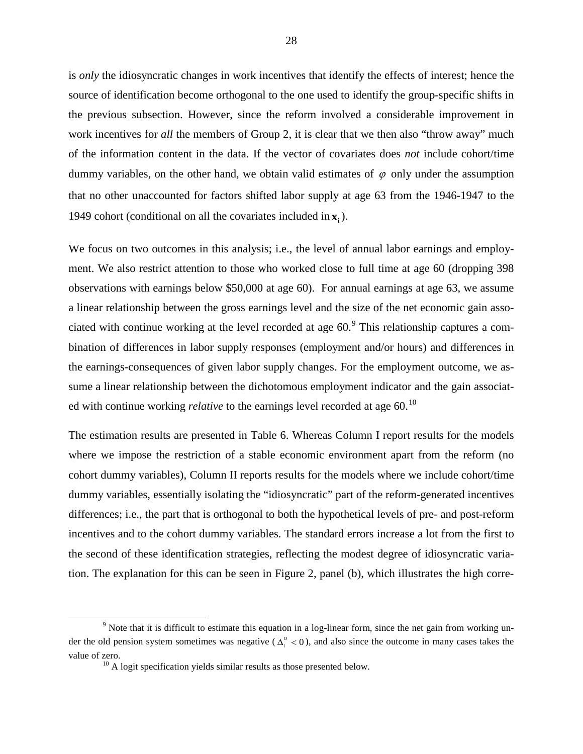is *only* the idiosyncratic changes in work incentives that identify the effects of interest; hence the source of identification become orthogonal to the one used to identify the group-specific shifts in the previous subsection. However, since the reform involved a considerable improvement in work incentives for *all* the members of Group 2, it is clear that we then also "throw away" much of the information content in the data. If the vector of covariates does *not* include cohort/time dummy variables, on the other hand, we obtain valid estimates of $\varphi$ only under the assumption that no other unaccounted for factors shifted labor supply at age 63 from the 1946-1947 to the 1949 cohort (conditional on all the covariates included in $\mathbf{x_i}$).

We focus on two outcomes in this analysis; i.e., the level of annual labor earnings and employment. We also restrict attention to those who worked close to full time at age 60 (dropping 398 observations with earnings below $50,000 at age 60). For annual earnings at age 63, we assume a linear relationship between the gross earnings level and the size of the net economic gain associated with continue working at the level recorded at age 60.[9] This relationship captures a combination of differences in labor supply responses (employment and/or hours) and differences in the earnings-consequences of given labor supply changes. For the employment outcome, we assume a linear relationship between the dichotomous employment indicator and the gain associated with continue working *relative* to the earnings level recorded at age 60.[10]

The estimation results are presented in Table 6. Whereas Column I report results for the models where we impose the restriction of a stable economic environment apart from the reform (no cohort dummy variables), Column II reports results for the models where we include cohort/time dummy variables, essentially isolating the "idiosyncratic" part of the reform-generated incentives differences; i.e., the part that is orthogonal to both the hypothetical levels of pre- and post-reform incentives and to the cohort dummy variables. The standard errors increase a lot from the first to the second of these identification strategies, reflecting the modest degree of idiosyncratic variation. The explanation for this can be seen in Figure 2, panel (b), which illustrates the high corre-

[9] Note that it is difficult to estimate this equation in a log-linear form, since the net gain from working under the old pension system sometimes was negative ($\Delta_i^o < 0$), and also since the outcome in many cases takes the value of zero.

[10] A logit specification yields similar results as those presented below.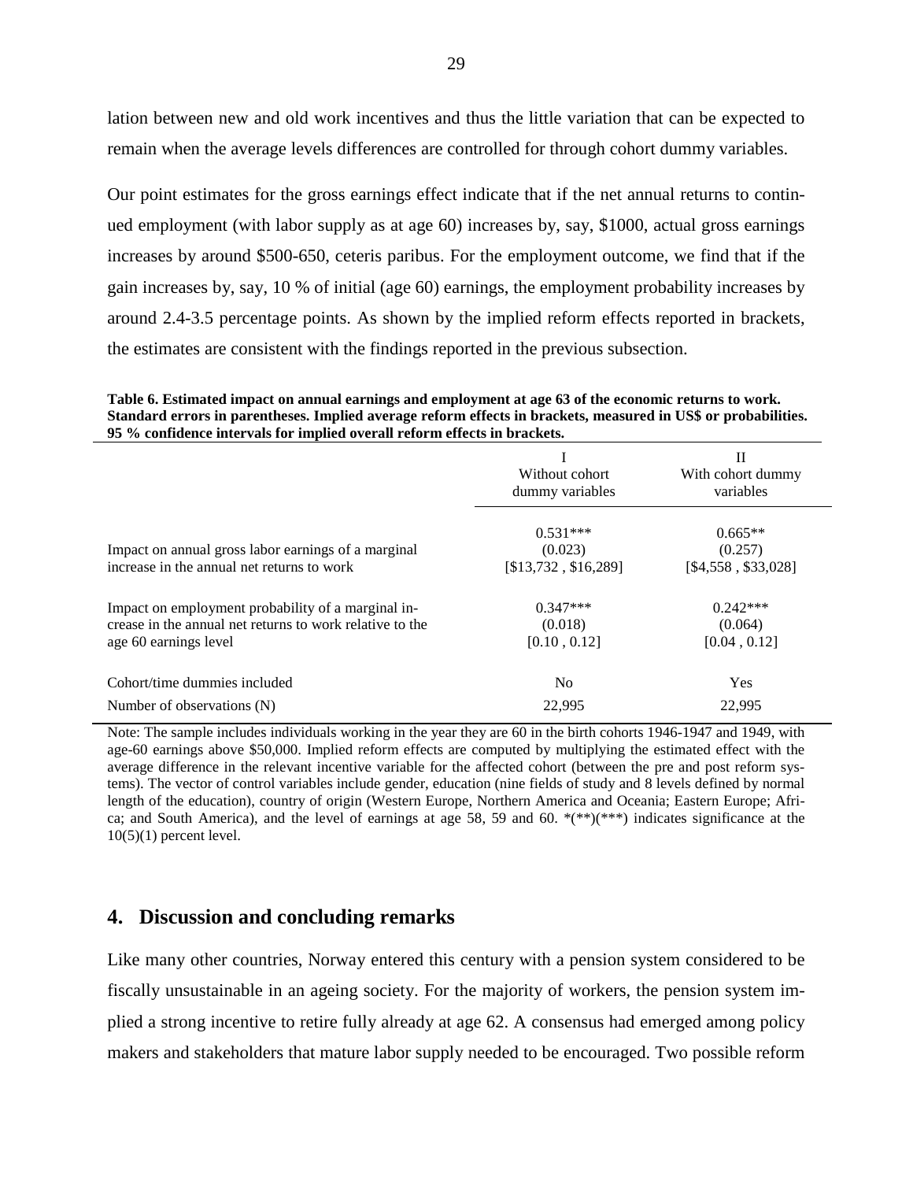lation between new and old work incentives and thus the little variation that can be expected to remain when the average levels differences are controlled for through cohort dummy variables.

Our point estimates for the gross earnings effect indicate that if the net annual returns to continued employment (with labor supply as at age 60) increases by, say, $1000, actual gross earnings increases by around $500-650, ceteris paribus. For the employment outcome, we find that if the gain increases by, say, 10 % of initial (age 60) earnings, the employment probability increases by around 2.4-3.5 percentage points. As shown by the implied reform effects reported in brackets, the estimates are consistent with the findings reported in the previous subsection.

**Table 6. Estimated impact on annual earnings and employment at age 63 of the economic returns to work. Standard errors in parentheses. Implied average reform effects in brackets, measured in US$ or probabilities. 95 % confidence intervals for implied overall reform effects in brackets.**

| | I<br>Without cohort dummy variables | II<br>With cohort dummy variables |
|---|---|---|
| Impact on annual gross labor earnings of a marginal increase in the annual net returns to work | 0.531***<br>(0.023)<br>[$13,732 , $16,289] | 0.665**<br>(0.257)<br>[$4,558 , $33,028] |
| Impact on employment probability of a marginal increase in the annual net returns to work relative to the age 60 earnings level | 0.347***<br>(0.018)<br>[0.10 , 0.12] | 0.242***<br>(0.064)<br>[0.04 , 0.12] |
| Cohort/time dummies included | No | Yes |
| Number of observations (N) | 22,995 | 22,995 |

Note: The sample includes individuals working in the year they are 60 in the birth cohorts 1946-1947 and 1949, with age-60 earnings above $50,000. Implied reform effects are computed by multiplying the estimated effect with the average difference in the relevant incentive variable for the affected cohort (between the pre and post reform systems). The vector of control variables include gender, education (nine fields of study and 8 levels defined by normal length of the education), country of origin (Western Europe, Northern America and Oceania; Eastern Europe; Africa; and South America), and the level of earnings at age 58, 59 and 60. *(**)(***) indicates significance at the 10(5)(1) percent level.

## 4. Discussion and concluding remarks

Like many other countries, Norway entered this century with a pension system considered to be fiscally unsustainable in an ageing society. For the majority of workers, the pension system implied a strong incentive to retire fully already at age 62. A consensus had emerged among policy makers and stakeholders that mature labor supply needed to be encouraged. Two possible reform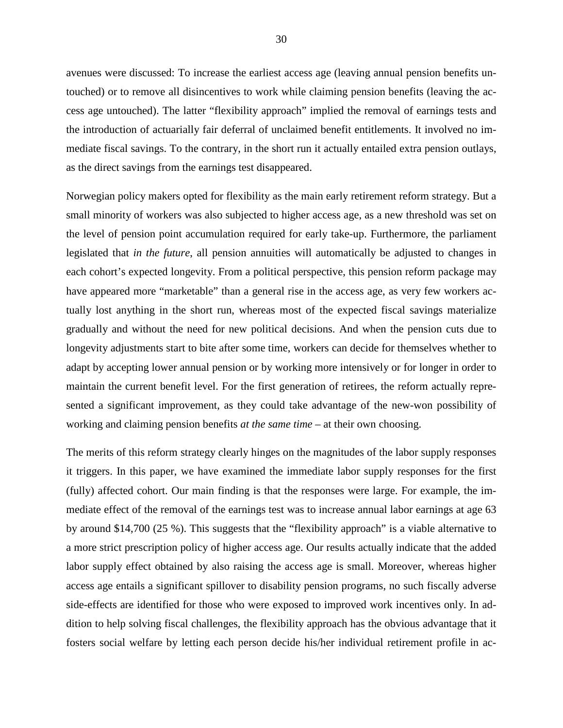avenues were discussed: To increase the earliest access age (leaving annual pension benefits untouched) or to remove all disincentives to work while claiming pension benefits (leaving the access age untouched). The latter "flexibility approach" implied the removal of earnings tests and the introduction of actuarially fair deferral of unclaimed benefit entitlements. It involved no immediate fiscal savings. To the contrary, in the short run it actually entailed extra pension outlays, as the direct savings from the earnings test disappeared.

Norwegian policy makers opted for flexibility as the main early retirement reform strategy. But a small minority of workers was also subjected to higher access age, as a new threshold was set on the level of pension point accumulation required for early take-up. Furthermore, the parliament legislated that *in the future*, all pension annuities will automatically be adjusted to changes in each cohort's expected longevity. From a political perspective, this pension reform package may have appeared more "marketable" than a general rise in the access age, as very few workers actually lost anything in the short run, whereas most of the expected fiscal savings materialize gradually and without the need for new political decisions. And when the pension cuts due to longevity adjustments start to bite after some time, workers can decide for themselves whether to adapt by accepting lower annual pension or by working more intensively or for longer in order to maintain the current benefit level. For the first generation of retirees, the reform actually represented a significant improvement, as they could take advantage of the new-won possibility of working and claiming pension benefits *at the same time* – at their own choosing.

The merits of this reform strategy clearly hinges on the magnitudes of the labor supply responses it triggers. In this paper, we have examined the immediate labor supply responses for the first (fully) affected cohort. Our main finding is that the responses were large. For example, the immediate effect of the removal of the earnings test was to increase annual labor earnings at age 63 by around $14,700 (25 %). This suggests that the "flexibility approach" is a viable alternative to a more strict prescription policy of higher access age. Our results actually indicate that the added labor supply effect obtained by also raising the access age is small. Moreover, whereas higher access age entails a significant spillover to disability pension programs, no such fiscally adverse side-effects are identified for those who were exposed to improved work incentives only. In addition to help solving fiscal challenges, the flexibility approach has the obvious advantage that it fosters social welfare by letting each person decide his/her individual retirement profile in ac-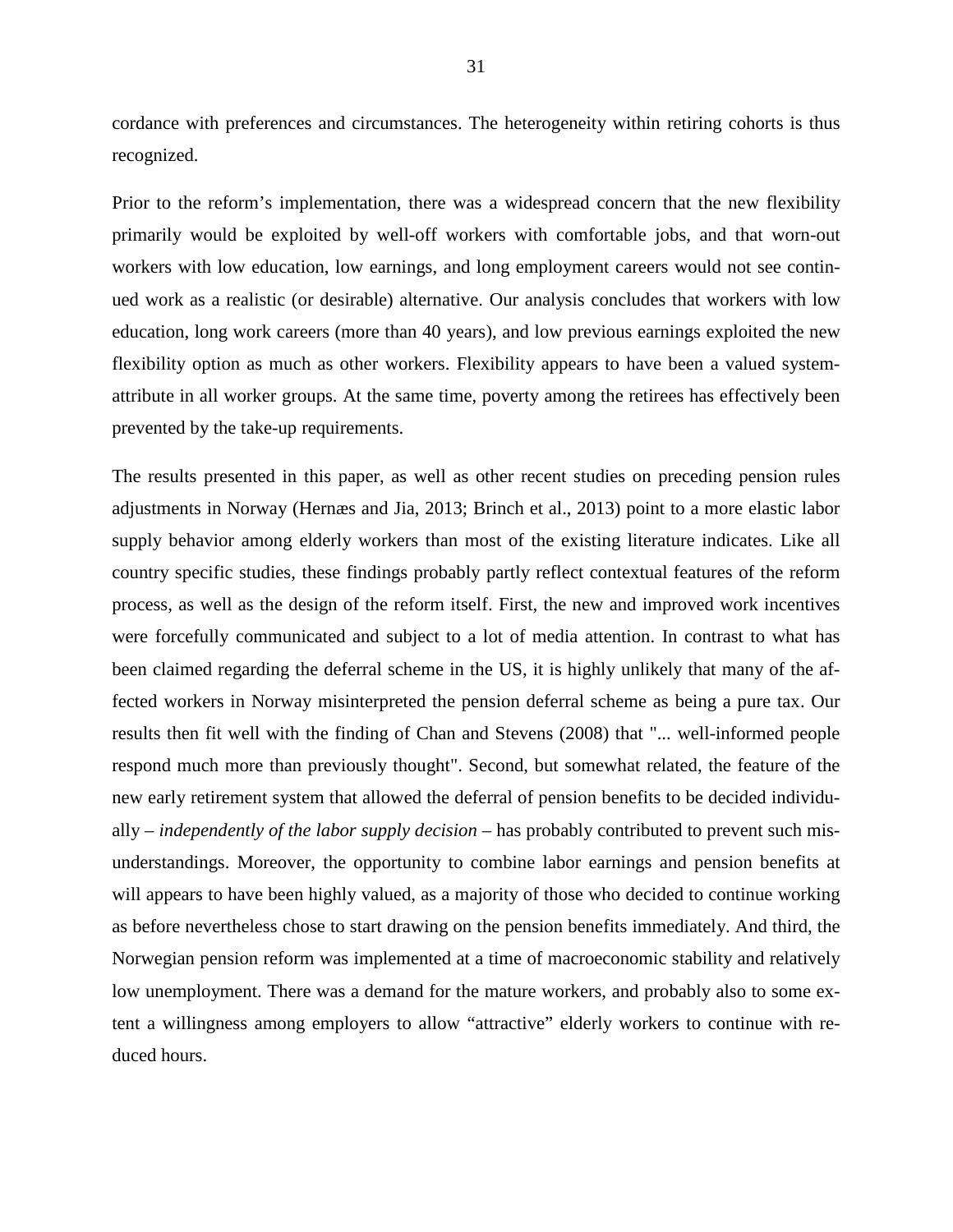cordance with preferences and circumstances. The heterogeneity within retiring cohorts is thus recognized.

Prior to the reform's implementation, there was a widespread concern that the new flexibility primarily would be exploited by well-off workers with comfortable jobs, and that worn-out workers with low education, low earnings, and long employment careers would not see continued work as a realistic (or desirable) alternative. Our analysis concludes that workers with low education, long work careers (more than 40 years), and low previous earnings exploited the new flexibility option as much as other workers. Flexibility appears to have been a valued system-attribute in all worker groups. At the same time, poverty among the retirees has effectively been prevented by the take-up requirements.

The results presented in this paper, as well as other recent studies on preceding pension rules adjustments in Norway (Hernæs and Jia, 2013; Brinch et al., 2013) point to a more elastic labor supply behavior among elderly workers than most of the existing literature indicates. Like all country specific studies, these findings probably partly reflect contextual features of the reform process, as well as the design of the reform itself. First, the new and improved work incentives were forcefully communicated and subject to a lot of media attention. In contrast to what has been claimed regarding the deferral scheme in the US, it is highly unlikely that many of the affected workers in Norway misinterpreted the pension deferral scheme as being a pure tax. Our results then fit well with the finding of Chan and Stevens (2008) that "... well-informed people respond much more than previously thought". Second, but somewhat related, the feature of the new early retirement system that allowed the deferral of pension benefits to be decided individually – *independently of the labor supply decision* – has probably contributed to prevent such misunderstandings. Moreover, the opportunity to combine labor earnings and pension benefits at will appears to have been highly valued, as a majority of those who decided to continue working as before nevertheless chose to start drawing on the pension benefits immediately. And third, the Norwegian pension reform was implemented at a time of macroeconomic stability and relatively low unemployment. There was a demand for the mature workers, and probably also to some extent a willingness among employers to allow "attractive" elderly workers to continue with reduced hours.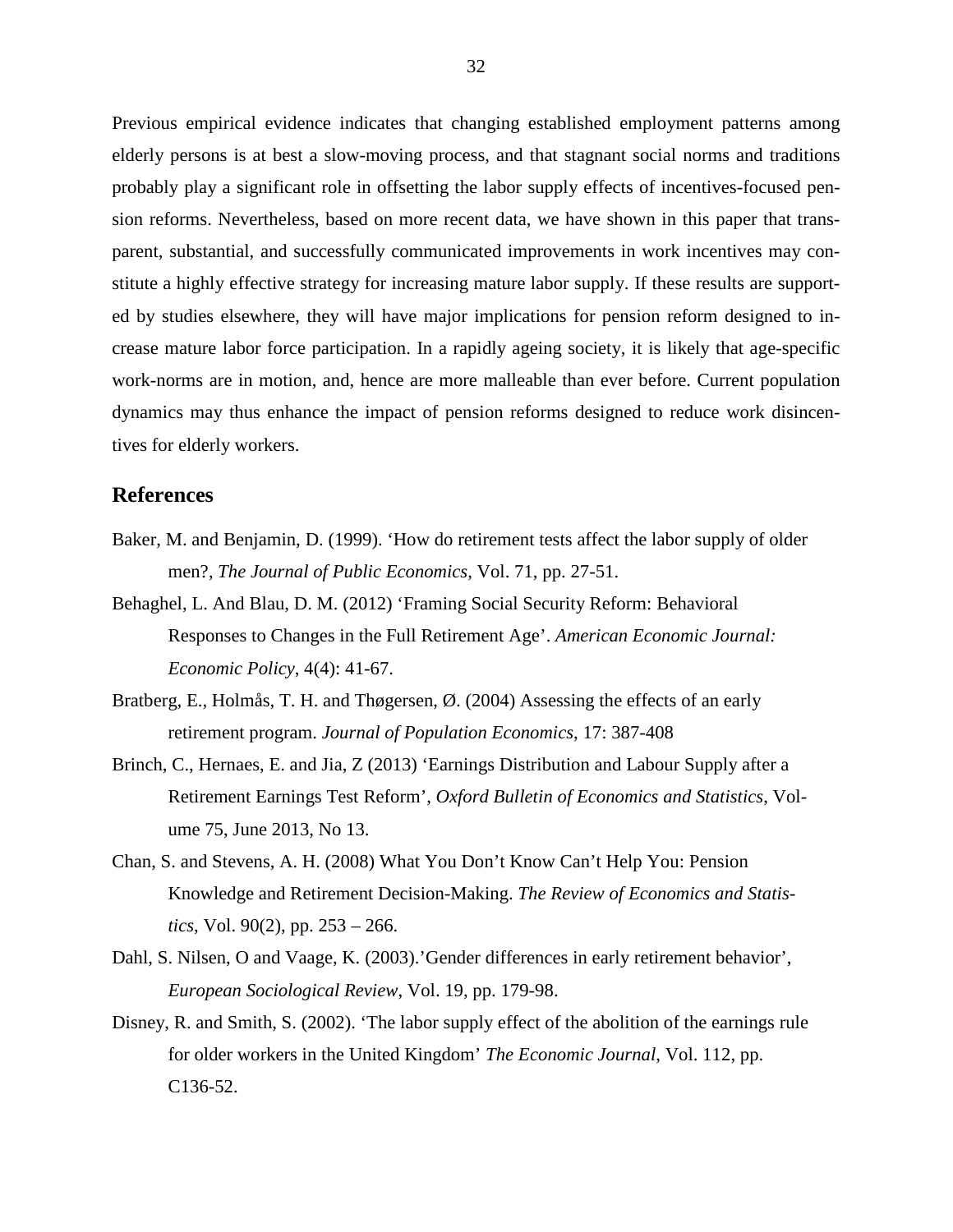Previous empirical evidence indicates that changing established employment patterns among elderly persons is at best a slow-moving process, and that stagnant social norms and traditions probably play a significant role in offsetting the labor supply effects of incentives-focused pension reforms. Nevertheless, based on more recent data, we have shown in this paper that transparent, substantial, and successfully communicated improvements in work incentives may constitute a highly effective strategy for increasing mature labor supply. If these results are supported by studies elsewhere, they will have major implications for pension reform designed to increase mature labor force participation. In a rapidly ageing society, it is likely that age-specific work-norms are in motion, and, hence are more malleable than ever before. Current population dynamics may thus enhance the impact of pension reforms designed to reduce work disincentives for elderly workers.

## References

Baker, M. and Benjamin, D. (1999). 'How do retirement tests affect the labor supply of older men?, *The Journal of Public Economics*, Vol. 71, pp. 27-51.

Behaghel, L. And Blau, D. M. (2012) 'Framing Social Security Reform: Behavioral Responses to Changes in the Full Retirement Age'. *American Economic Journal: Economic Policy*, 4(4): 41-67.

Bratberg, E., Holmås, T. H. and Thøgersen, Ø. (2004) Assessing the effects of an early retirement program. *Journal of Population Economics,* 17: 387-408

Brinch, C., Hernaes, E. and Jia, Z (2013) 'Earnings Distribution and Labour Supply after a Retirement Earnings Test Reform', *Oxford Bulletin of Economics and Statistics*, Volume 75, June 2013, No 13.

Chan, S. and Stevens, A. H. (2008) What You Don't Know Can't Help You: Pension Knowledge and Retirement Decision-Making. *The Review of Economics and Statistics*, Vol. 90(2), pp. 253 – 266.

Dahl, S. Nilsen, O and Vaage, K. (2003).'Gender differences in early retirement behavior', *European Sociological Review*, Vol. 19, pp. 179-98.

Disney, R. and Smith, S. (2002). 'The labor supply effect of the abolition of the earnings rule for older workers in the United Kingdom' *The Economic Journal*, Vol. 112, pp. C136-52.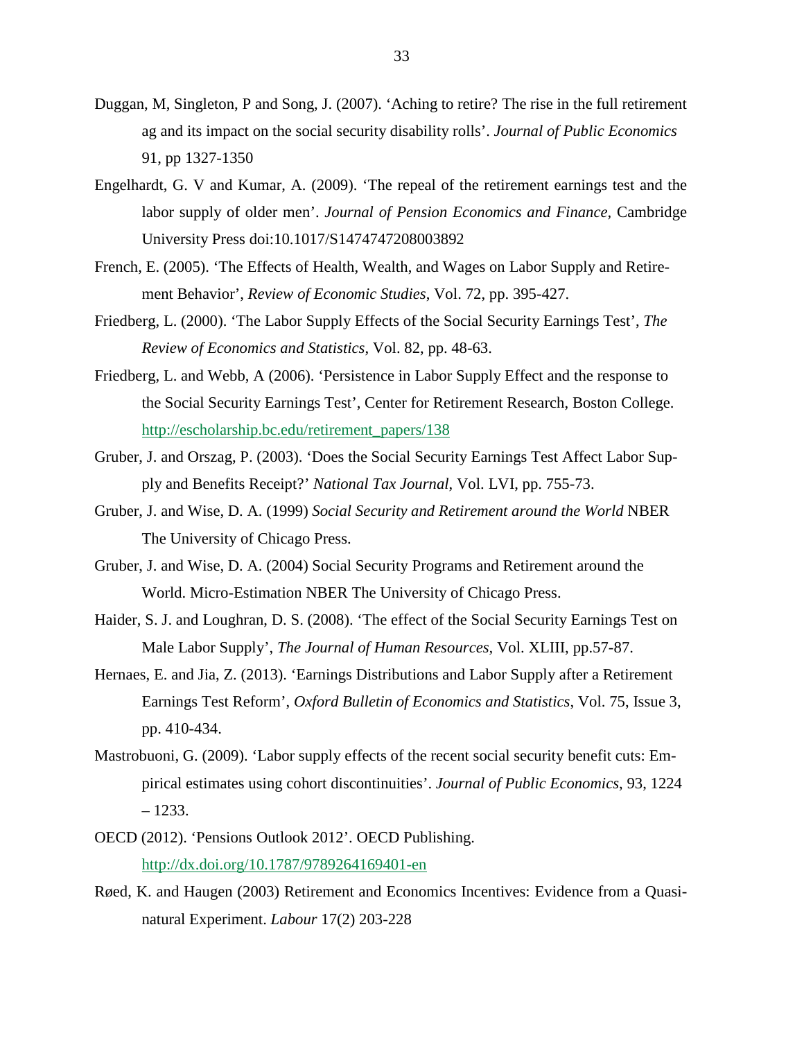Duggan, M, Singleton, P and Song, J. (2007). 'Aching to retire? The rise in the full retirement ag and its impact on the social security disability rolls'. *Journal of Public Economics* 91, pp 1327-1350

Engelhardt, G. V and Kumar, A. (2009). 'The repeal of the retirement earnings test and the labor supply of older men'. *Journal of Pension Economics and Finance,* Cambridge University Press doi:10.1017/S1474747208003892

French, E. (2005). 'The Effects of Health, Wealth, and Wages on Labor Supply and Retirement Behavior', *Review of Economic Studies*, Vol. 72, pp. 395-427.

Friedberg, L. (2000). 'The Labor Supply Effects of the Social Security Earnings Test', *The Review of Economics and Statistics*, Vol. 82, pp. 48-63.

Friedberg, L. and Webb, A (2006). 'Persistence in Labor Supply Effect and the response to the Social Security Earnings Test', Center for Retirement Research, Boston College. http://escholarship.bc.edu/retirement_papers/138

Gruber, J. and Orszag, P. (2003). 'Does the Social Security Earnings Test Affect Labor Supply and Benefits Receipt?' *National Tax Journal*, Vol. LVI, pp. 755-73.

Gruber, J. and Wise, D. A. (1999) *Social Security and Retirement around the World* NBER The University of Chicago Press.

Gruber, J. and Wise, D. A. (2004) Social Security Programs and Retirement around the World. Micro-Estimation NBER The University of Chicago Press.

Haider, S. J. and Loughran, D. S. (2008). 'The effect of the Social Security Earnings Test on Male Labor Supply', *The Journal of Human Resources*, Vol. XLIII, pp.57-87.

Hernaes, E. and Jia, Z. (2013). 'Earnings Distributions and Labor Supply after a Retirement Earnings Test Reform', *Oxford Bulletin of Economics and Statistics*, Vol. 75, Issue 3, pp. 410-434.

Mastrobuoni, G. (2009). 'Labor supply effects of the recent social security benefit cuts: Empirical estimates using cohort discontinuities'. *Journal of Public Economics*, 93, 1224 – 1233.

OECD (2012). 'Pensions Outlook 2012'. OECD Publishing. http://dx.doi.org/10.1787/9789264169401-en

Røed, K. and Haugen (2003) Retirement and Economics Incentives: Evidence from a Quasi-natural Experiment. *Labour* 17(2) 203-228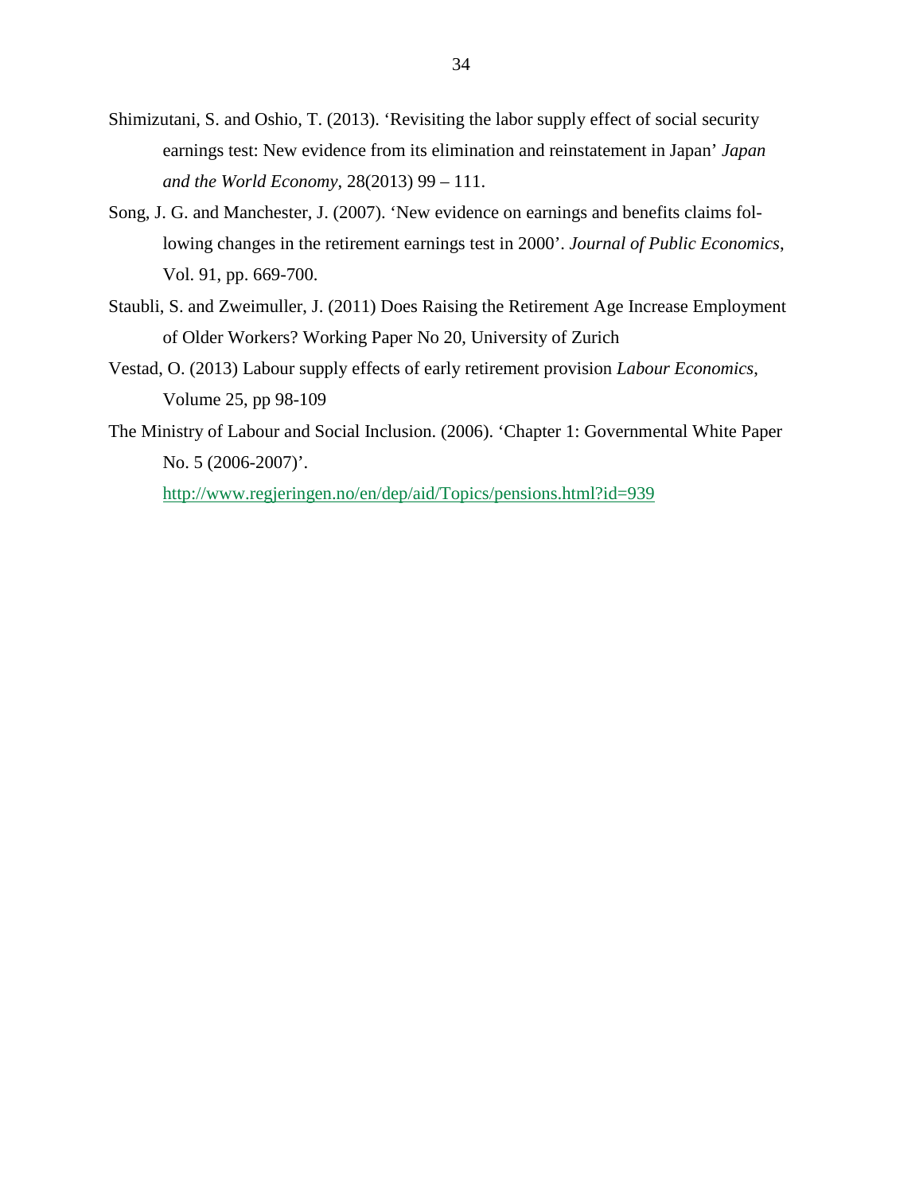Shimizutani, S. and Oshio, T. (2013). 'Revisiting the labor supply effect of social security earnings test: New evidence from its elimination and reinstatement in Japan' *Japan and the World Economy*, 28(2013) 99 – 111.

Song, J. G. and Manchester, J. (2007). 'New evidence on earnings and benefits claims following changes in the retirement earnings test in 2000'. *Journal of Public Economics*, Vol. 91, pp. 669-700.

Staubli, S. and Zweimuller, J. (2011) Does Raising the Retirement Age Increase Employment of Older Workers? Working Paper No 20, University of Zurich

Vestad, O. (2013) Labour supply effects of early retirement provision *Labour Economics*, Volume 25, pp 98-109

The Ministry of Labour and Social Inclusion. (2006). 'Chapter 1: Governmental White Paper No. 5 (2006-2007)'. http://www.regjeringen.no/en/dep/aid/Topics/pensions.html?id=939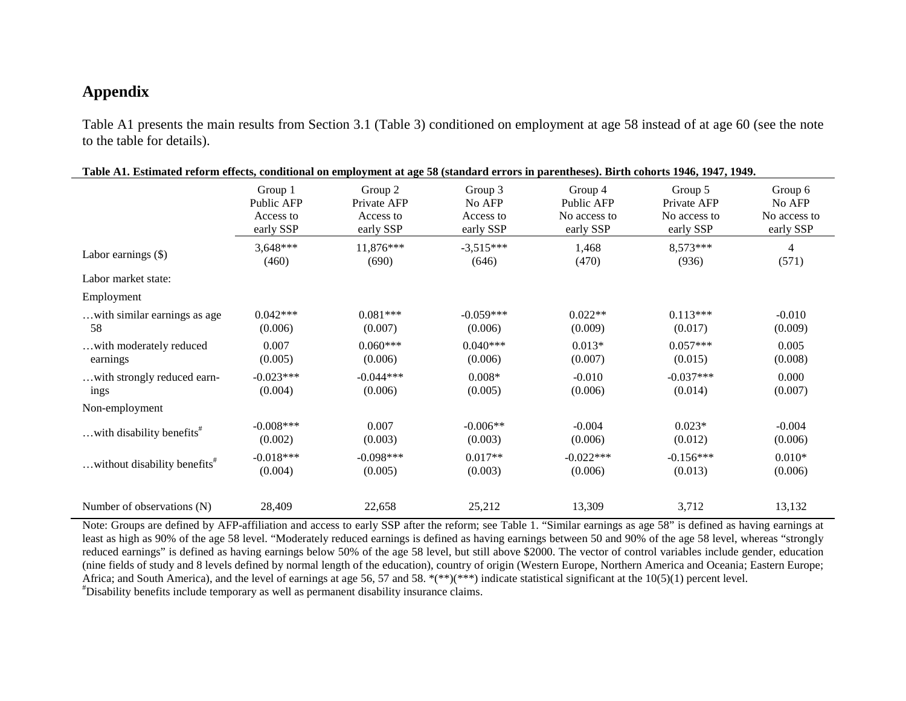## Appendix

Table A1 presents the main results from Section 3.1 (Table 3) conditioned on employment at age 58 instead of at age 60 (see the note to the table for details).

**Table A1. Estimated reform effects, conditional on employment at age 58 (standard errors in parentheses). Birth cohorts 1946, 1947, 1949.**

| | Group 1 Public AFP Access to early SSP | Group 2 Private AFP Access to early SSP | Group 3 No AFP Access to early SSP | Group 4 Public AFP No access to early SSP | Group 5 Private AFP No access to early SSP | Group 6 No AFP No access to early SSP |
|---|---|---|---|---|---|---|
| Labor earnings ($) | 3,648*** (460) | 11,876*** (690) | -3,515*** (646) | 1,468 (470) | 8,573*** (936) | 4 (571) |
| Labor market state: | | | | | | |
| Employment | | | | | | |
| …with similar earnings as age 58 | 0.042*** (0.006) | 0.081*** (0.007) | -0.059*** (0.006) | 0.022** (0.009) | 0.113*** (0.017) | -0.010 (0.009) |
| …with moderately reduced earnings | 0.007 (0.005) | 0.060*** (0.006) | 0.040*** (0.006) | 0.013* (0.007) | 0.057*** (0.015) | 0.005 (0.008) |
| …with strongly reduced earnings | -0.023*** (0.004) | -0.044*** (0.006) | 0.008* (0.005) | -0.010 (0.006) | -0.037*** (0.014) | 0.000 (0.007) |
| Non-employment | | | | | | |
| …with disability benefits# | -0.008*** (0.002) | 0.007 (0.003) | -0.006** (0.003) | -0.004 (0.006) | 0.023* (0.012) | -0.004 (0.006) |
| …without disability benefits# | -0.018*** (0.004) | -0.098*** (0.005) | 0.017** (0.003) | -0.022*** (0.006) | -0.156*** (0.013) | 0.010* (0.006) |
| Number of observations (N) | 28,409 | 22,658 | 25,212 | 13,309 | 3,712 | 13,132 |

Note: Groups are defined by AFP-affiliation and access to early SSP after the reform; see Table 1. "Similar earnings as age 58" is defined as having earnings at least as high as 90% of the age 58 level. "Moderately reduced earnings is defined as having earnings between 50 and 90% of the age 58 level, whereas "strongly reduced earnings" is defined as having earnings below 50% of the age 58 level, but still above $2000. The vector of control variables include gender, education (nine fields of study and 8 levels defined by normal length of the education), country of origin (Western Europe, Northern America and Oceania; Eastern Europe; Africa; and South America), and the level of earnings at age 56, 57 and 58. *(**)(***) indicate statistical significant at the 10(5)(1) percent level.

#Disability benefits include temporary as well as permanent disability insurance claims.